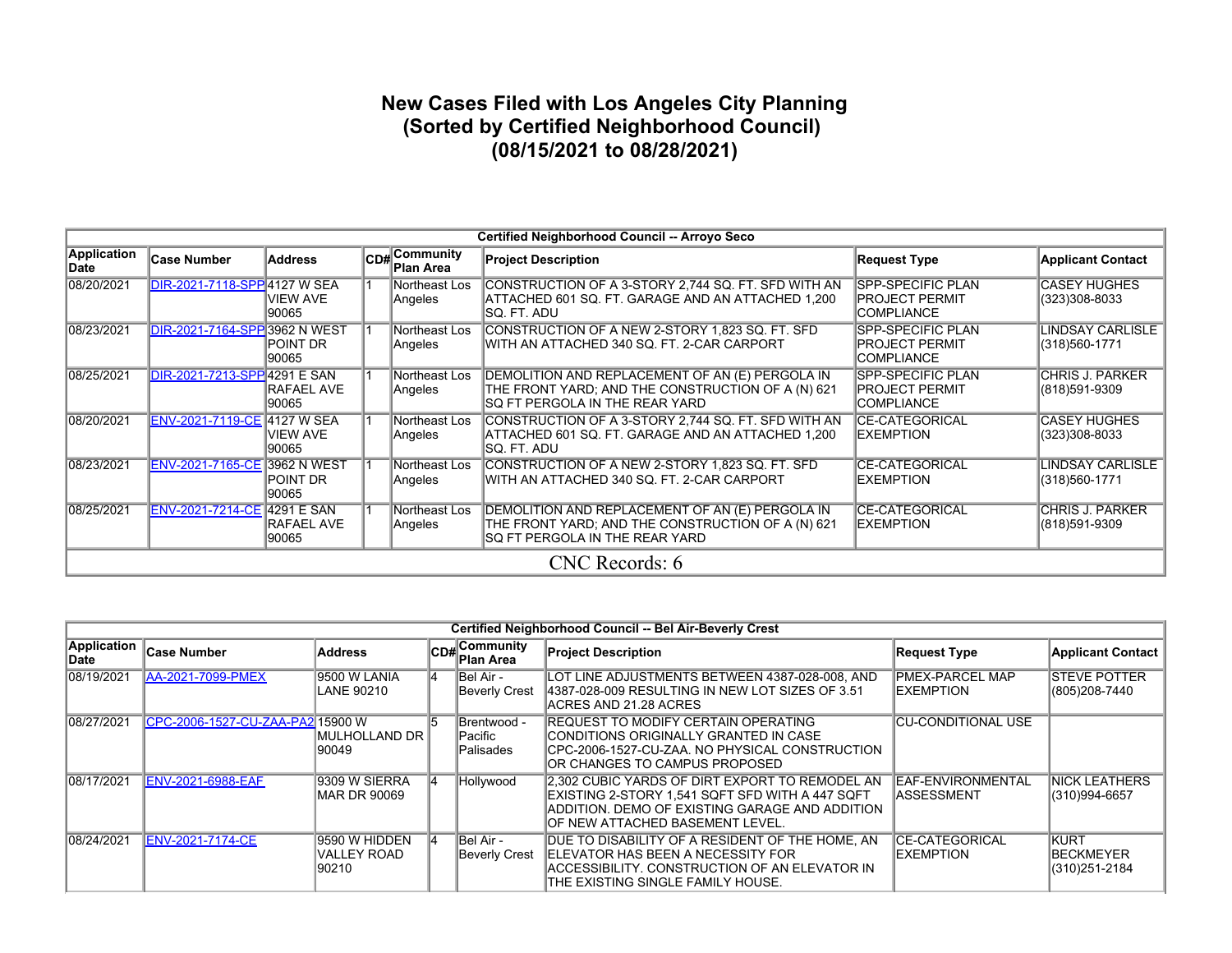# New Cases Filed with Los Angeles City Planning
# (Sorted by Certified Neighborhood Council)
# (08/15/2021 to 08/28/2021)

| Certified Neighborhood Council -- Arroyo Seco | | | | | | | |
|---|---|---|---|---|---|---|---|
| **Application Date** | **Case Number** | **Address** | **CD#** | **Community Plan Area** | **Project Description** | **Request Type** | **Applicant Contact** |
| 08/20/2021 | DIR-2021-7118-SPP | 4127 W SEA VIEW AVE 90065 | 1 | Northeast Los Angeles | CONSTRUCTION OF A 3-STORY 2,744 SQ. FT. SFD WITH AN ATTACHED 601 SQ. FT. GARAGE AND AN ATTACHED 1,200 SQ. FT. ADU | SPP-SPECIFIC PLAN PROJECT PERMIT COMPLIANCE | CASEY HUGHES (323)308-8033 |
| 08/23/2021 | DIR-2021-7164-SPP | 3962 N WEST POINT DR 90065 | 1 | Northeast Los Angeles | CONSTRUCTION OF A NEW 2-STORY 1,823 SQ. FT. SFD WITH AN ATTACHED 340 SQ. FT. 2-CAR CARPORT | SPP-SPECIFIC PLAN PROJECT PERMIT COMPLIANCE | LINDSAY CARLISLE (318)560-1771 |
| 08/25/2021 | DIR-2021-7213-SPP | 4291 E SAN RAFAEL AVE 90065 | 1 | Northeast Los Angeles | DEMOLITION AND REPLACEMENT OF AN (E) PERGOLA IN THE FRONT YARD; AND THE CONSTRUCTION OF A (N) 621 SQ FT PERGOLA IN THE REAR YARD | SPP-SPECIFIC PLAN PROJECT PERMIT COMPLIANCE | CHRIS J. PARKER (818)591-9309 |
| 08/20/2021 | ENV-2021-7119-CE | 4127 W SEA VIEW AVE 90065 | 1 | Northeast Los Angeles | CONSTRUCTION OF A 3-STORY 2,744 SQ. FT. SFD WITH AN ATTACHED 601 SQ. FT. GARAGE AND AN ATTACHED 1,200 SQ. FT. ADU | CE-CATEGORICAL EXEMPTION | CASEY HUGHES (323)308-8033 |
| 08/23/2021 | ENV-2021-7165-CE | 3962 N WEST POINT DR 90065 | 1 | Northeast Los Angeles | CONSTRUCTION OF A NEW 2-STORY 1,823 SQ. FT. SFD WITH AN ATTACHED 340 SQ. FT. 2-CAR CARPORT | CE-CATEGORICAL EXEMPTION | LINDSAY CARLISLE (318)560-1771 |
| 08/25/2021 | ENV-2021-7214-CE | 4291 E SAN RAFAEL AVE 90065 | 1 | Northeast Los Angeles | DEMOLITION AND REPLACEMENT OF AN (E) PERGOLA IN THE FRONT YARD; AND THE CONSTRUCTION OF A (N) 621 SQ FT PERGOLA IN THE REAR YARD | CE-CATEGORICAL EXEMPTION | CHRIS J. PARKER (818)591-9309 |
| CNC Records: 6 | | | | | | | |

| Certified Neighborhood Council -- Bel Air-Beverly Crest | | | | | | | |
|---|---|---|---|---|---|---|---|
| **Application Date** | **Case Number** | **Address** | **CD#** | **Community Plan Area** | **Project Description** | **Request Type** | **Applicant Contact** |
| 08/19/2021 | AA-2021-7099-PMEX | 9500 W LANIA LANE 90210 | 4 | Bel Air - Beverly Crest | LOT LINE ADJUSTMENTS BETWEEN 4387-028-008, AND 4387-028-009 RESULTING IN NEW LOT SIZES OF 3.51 ACRES AND 21.28 ACRES | PMEX-PARCEL MAP EXEMPTION | STEVE POTTER (805)208-7440 |
| 08/27/2021 | CPC-2006-1527-CU-ZAA-PA2 | 15900 W MULHOLLAND DR 90049 | 5 | Brentwood - Pacific Palisades | REQUEST TO MODIFY CERTAIN OPERATING CONDITIONS ORIGINALLY GRANTED IN CASE CPC-2006-1527-CU-ZAA. NO PHYSICAL CONSTRUCTION OR CHANGES TO CAMPUS PROPOSED | CU-CONDITIONAL USE | |
| 08/17/2021 | ENV-2021-6988-EAF | 9309 W SIERRA MAR DR 90069 | 4 | Hollywood | 2,302 CUBIC YARDS OF DIRT EXPORT TO REMODEL AN EXISTING 2-STORY 1,541 SQFT SFD WITH A 447 SQFT ADDITION. DEMO OF EXISTING GARAGE AND ADDITION OF NEW ATTACHED BASEMENT LEVEL. | EAF-ENVIRONMENTAL ASSESSMENT | NICK LEATHERS (310)994-6657 |
| 08/24/2021 | ENV-2021-7174-CE | 9590 W HIDDEN VALLEY ROAD 90210 | 4 | Bel Air - Beverly Crest | DUE TO DISABILITY OF A RESIDENT OF THE HOME, AN ELEVATOR HAS BEEN A NECESSITY FOR ACCESSIBILITY. CONSTRUCTION OF AN ELEVATOR IN THE EXISTING SINGLE FAMILY HOUSE. | CE-CATEGORICAL EXEMPTION | KURT BECKMEYER (310)251-2184 |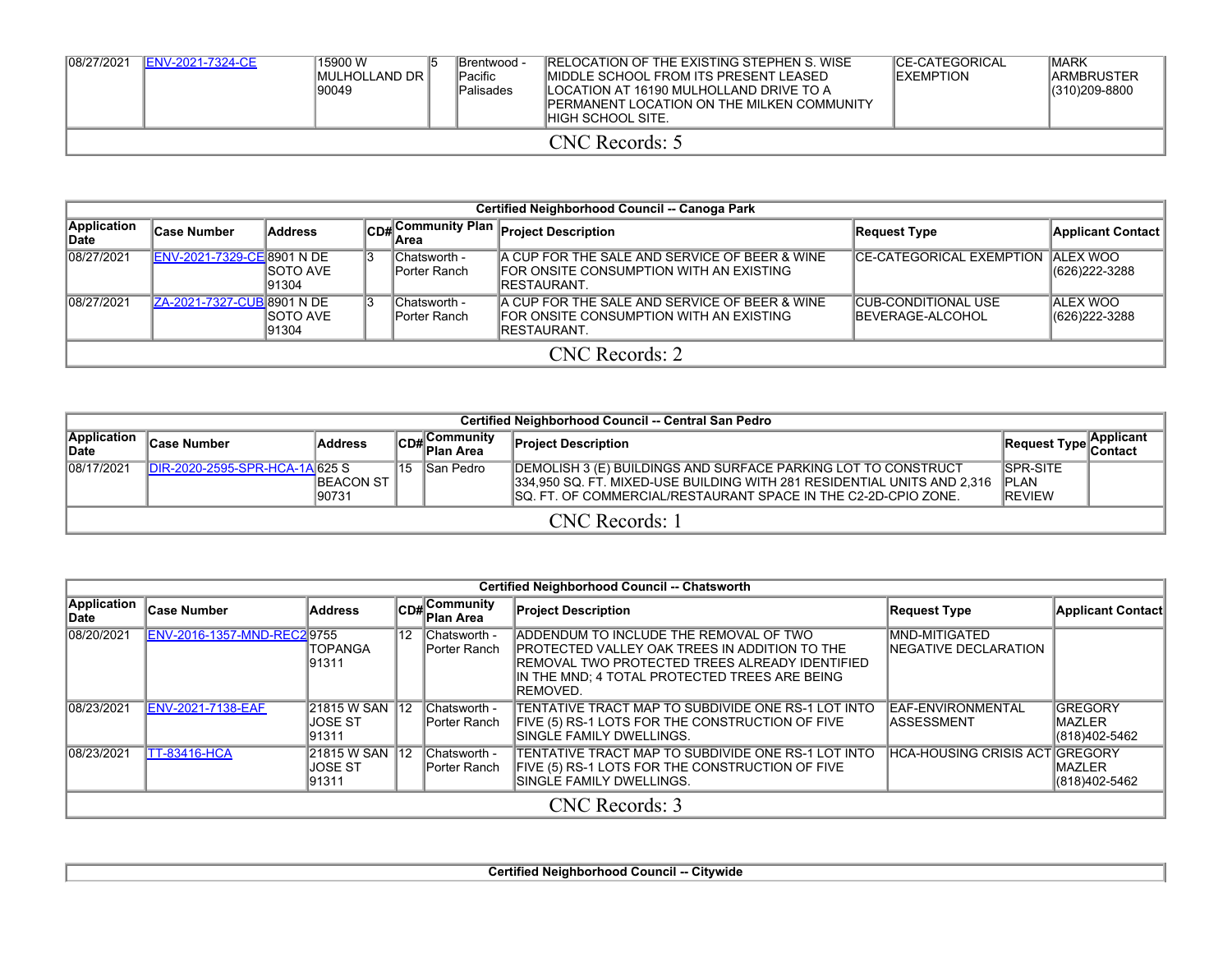| | | | | | | | |
|---|---|---|---|---|---|---|---|
| 08/27/2021 | ENV-2021-7324-CE | 15900 W MULHOLLAND DR 90049 | 5 | Brentwood - Pacific Palisades | RELOCATION OF THE EXISTING STEPHEN S. WISE MIDDLE SCHOOL FROM ITS PRESENT LEASED LOCATION AT 16190 MULHOLLAND DRIVE TO A PERMANENT LOCATION ON THE MILKEN COMMUNITY HIGH SCHOOL SITE. | CE-CATEGORICAL EXEMPTION | MARK ARMBRUSTER (310)209-8800 |
| CNC Records: 5 | | | | | | | |

**Certified Neighborhood Council -- Canoga Park**

| Application Date | Case Number | Address | CD# | Community Plan Area | Project Description | Request Type | Applicant Contact |
|---|---|---|---|---|---|---|---|
| 08/27/2021 | ENV-2021-7329-CE | 8901 N DE SOTO AVE 91304 | 3 | Chatsworth - Porter Ranch | A CUP FOR THE SALE AND SERVICE OF BEER & WINE FOR ONSITE CONSUMPTION WITH AN EXISTING RESTAURANT. | CE-CATEGORICAL EXEMPTION | ALEX WOO (626)222-3288 |
| 08/27/2021 | ZA-2021-7327-CUB | 8901 N DE SOTO AVE 91304 | 3 | Chatsworth - Porter Ranch | A CUP FOR THE SALE AND SERVICE OF BEER & WINE FOR ONSITE CONSUMPTION WITH AN EXISTING RESTAURANT. | CUB-CONDITIONAL USE BEVERAGE-ALCOHOL | ALEX WOO (626)222-3288 |
| CNC Records: 2 | | | | | | | |

**Certified Neighborhood Council -- Central San Pedro**

| Application Date | Case Number | Address | CD# | Community Plan Area | Project Description | Request Type | Applicant Contact |
|---|---|---|---|---|---|---|---|
| 08/17/2021 | DIR-2020-2595-SPR-HCA-1A | 625 S BEACON ST 90731 | 15 | San Pedro | DEMOLISH 3 (E) BUILDINGS AND SURFACE PARKING LOT TO CONSTRUCT 334,950 SQ. FT. MIXED-USE BUILDING WITH 281 RESIDENTIAL UNITS AND 2,316 SQ. FT. OF COMMERCIAL/RESTAURANT SPACE IN THE C2-2D-CPIO ZONE. | SPR-SITE PLAN REVIEW | |
| CNC Records: 1 | | | | | | | |

**Certified Neighborhood Council -- Chatsworth**

| Application Date | Case Number | Address | CD# | Community Plan Area | Project Description | Request Type | Applicant Contact |
|---|---|---|---|---|---|---|---|
| 08/20/2021 | ENV-2016-1357-MND-REC2 | 9755 TOPANGA 91311 | 12 | Chatsworth - Porter Ranch | ADDENDUM TO INCLUDE THE REMOVAL OF TWO PROTECTED VALLEY OAK TREES IN ADDITION TO THE REMOVAL TWO PROTECTED TREES ALREADY IDENTIFIED IN THE MND; 4 TOTAL PROTECTED TREES ARE BEING REMOVED. | MND-MITIGATED NEGATIVE DECLARATION | |
| 08/23/2021 | ENV-2021-7138-EAF | 21815 W SAN JOSE ST 91311 | 12 | Chatsworth - Porter Ranch | TENTATIVE TRACT MAP TO SUBDIVIDE ONE RS-1 LOT INTO FIVE (5) RS-1 LOTS FOR THE CONSTRUCTION OF FIVE SINGLE FAMILY DWELLINGS. | EAF-ENVIRONMENTAL ASSESSMENT | GREGORY MAZLER (818)402-5462 |
| 08/23/2021 | TT-83416-HCA | 21815 W SAN JOSE ST 91311 | 12 | Chatsworth - Porter Ranch | TENTATIVE TRACT MAP TO SUBDIVIDE ONE RS-1 LOT INTO FIVE (5) RS-1 LOTS FOR THE CONSTRUCTION OF FIVE SINGLE FAMILY DWELLINGS. | HCA-HOUSING CRISIS ACT | GREGORY MAZLER (818)402-5462 |
| CNC Records: 3 | | | | | | | |

**Certified Neighborhood Council -- Citywide**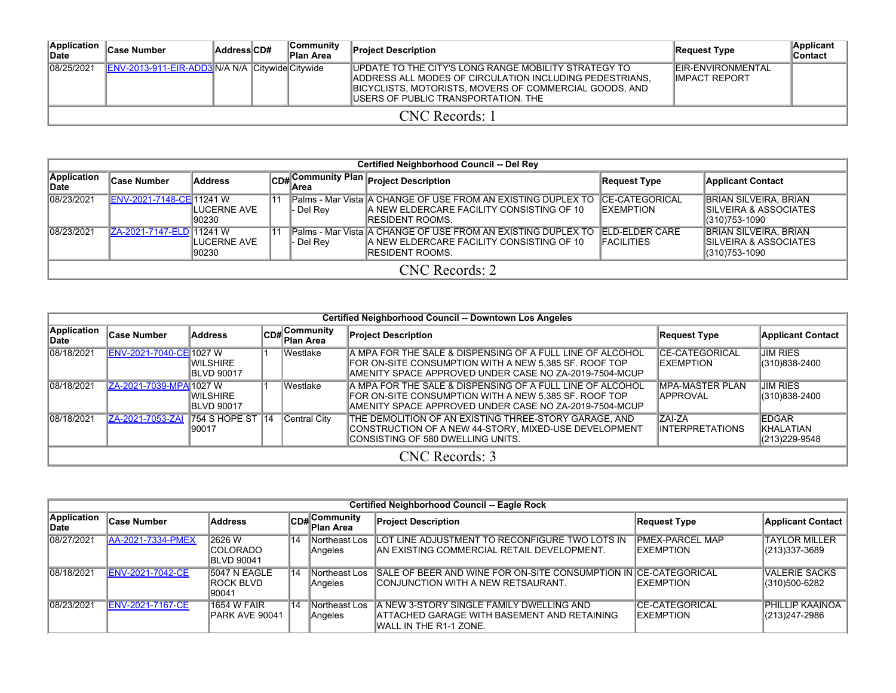| Application Date | Case Number | Address | CD# | Community Plan Area | Project Description | Request Type | Applicant Contact |
|---|---|---|---|---|---|---|---|
| 08/25/2021 | ENV-2013-911-EIR-ADD3 | N/A | N/A | Citywide Citywide | UPDATE TO THE CITY'S LONG RANGE MOBILITY STRATEGY TO ADDRESS ALL MODES OF CIRCULATION INCLUDING PEDESTRIANS, BICYCLISTS, MOTORISTS, MOVERS OF COMMERCIAL GOODS, AND USERS OF PUBLIC TRANSPORTATION. THE | EIR-ENVIRONMENTAL IMPACT REPORT | |
| CNC Records: 1 | | | | | | | |

**Certified Neighborhood Council -- Del Rey**

| Application Date | Case Number | Address | CD# | Community Plan Area | Project Description | Request Type | Applicant Contact |
|---|---|---|---|---|---|---|---|
| 08/23/2021 | ENV-2021-7148-CE | 11241 W LUCERNE AVE 90230 | 11 | Palms - Mar Vista - Del Rey | A CHANGE OF USE FROM AN EXISTING DUPLEX TO A NEW ELDERCARE FACILITY CONSISTING OF 10 RESIDENT ROOMS. | CE-CATEGORICAL EXEMPTION | BRIAN SILVEIRA, BRIAN SILVEIRA & ASSOCIATES (310)753-1090 |
| 08/23/2021 | ZA-2021-7147-ELD | 11241 W LUCERNE AVE 90230 | 11 | Palms - Mar Vista - Del Rey | A CHANGE OF USE FROM AN EXISTING DUPLEX TO A NEW ELDERCARE FACILITY CONSISTING OF 10 RESIDENT ROOMS. | ELD-ELDER CARE FACILITIES | BRIAN SILVEIRA, BRIAN SILVEIRA & ASSOCIATES (310)753-1090 |
| CNC Records: 2 | | | | | | | |

**Certified Neighborhood Council -- Downtown Los Angeles**

| Application Date | Case Number | Address | CD# | Community Plan Area | Project Description | Request Type | Applicant Contact |
|---|---|---|---|---|---|---|---|
| 08/18/2021 | ENV-2021-7040-CE | 1027 W WILSHIRE BLVD 90017 | 1 | Westlake | A MPA FOR THE SALE & DISPENSING OF A FULL LINE OF ALCOHOL FOR ON-SITE CONSUMPTION WITH A NEW 5,385 SF. ROOF TOP AMENITY SPACE APPROVED UNDER CASE NO ZA-2019-7504-MCUP | CE-CATEGORICAL EXEMPTION | JIM RIES (310)838-2400 |
| 08/18/2021 | ZA-2021-7039-MPA | 1027 W WILSHIRE BLVD 90017 | 1 | Westlake | A MPA FOR THE SALE & DISPENSING OF A FULL LINE OF ALCOHOL FOR ON-SITE CONSUMPTION WITH A NEW 5,385 SF. ROOF TOP AMENITY SPACE APPROVED UNDER CASE NO ZA-2019-7504-MCUP | MPA-MASTER PLAN APPROVAL | JIM RIES (310)838-2400 |
| 08/18/2021 | ZA-2021-7053-ZAI | 754 S HOPE ST 90017 | 14 | Central City | THE DEMOLITION OF AN EXISTING THREE-STORY GARAGE, AND CONSTRUCTION OF A NEW 44-STORY, MIXED-USE DEVELOPMENT CONSISTING OF 580 DWELLING UNITS. | ZAI-ZA INTERPRETATIONS | EDGAR KHALATIAN (213)229-9548 |
| CNC Records: 3 | | | | | | | |

**Certified Neighborhood Council -- Eagle Rock**

| Application Date | Case Number | Address | CD# | Community Plan Area | Project Description | Request Type | Applicant Contact |
|---|---|---|---|---|---|---|---|
| 08/27/2021 | AA-2021-7334-PMEX | 2626 W COLORADO BLVD 90041 | 14 | Northeast Los Angeles | LOT LINE ADJUSTMENT TO RECONFIGURE TWO LOTS IN AN EXISTING COMMERCIAL RETAIL DEVELOPMENT. | PMEX-PARCEL MAP EXEMPTION | TAYLOR MILLER (213)337-3689 |
| 08/18/2021 | ENV-2021-7042-CE | 5047 N EAGLE ROCK BLVD 90041 | 14 | Northeast Los Angeles | SALE OF BEER AND WINE FOR ON-SITE CONSUMPTION IN CONJUNCTION WITH A NEW RETSAURANT. | CE-CATEGORICAL EXEMPTION | VALERIE SACKS (310)500-6282 |
| 08/23/2021 | ENV-2021-7167-CE | 1654 W FAIR PARK AVE 90041 | 14 | Northeast Los Angeles | A NEW 3-STORY SINGLE FAMILY DWELLING AND ATTACHED GARAGE WITH BASEMENT AND RETAINING WALL IN THE R1-1 ZONE. | CE-CATEGORICAL EXEMPTION | PHILLIP KAAINOA (213)247-2986 |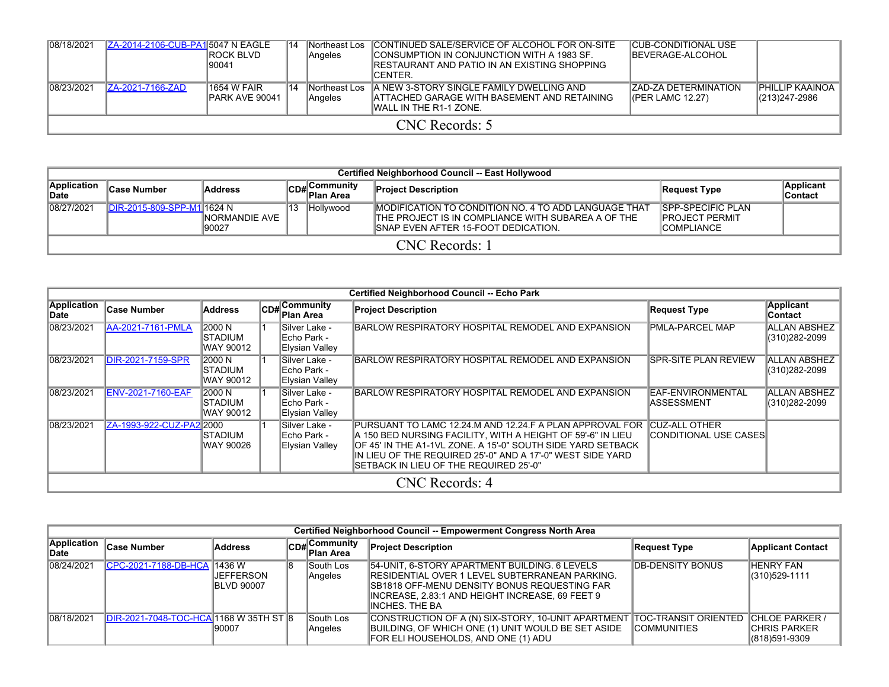| | | | | | | | |
|---|---|---|---|---|---|---|---|
| 08/18/2021 | ZA-2014-2106-CUB-PA1 | 5047 N EAGLE ROCK BLVD 90041 | 14 | Northeast Los Angeles | CONTINUED SALE/SERVICE OF ALCOHOL FOR ON-SITE CONSUMPTION IN CONJUNCTION WITH A 1983 SF. RESTAURANT AND PATIO IN AN EXISTING SHOPPING CENTER. | CUB-CONDITIONAL USE BEVERAGE-ALCOHOL | |
| 08/23/2021 | ZA-2021-7166-ZAD | 1654 W FAIR PARK AVE 90041 | 14 | Northeast Los Angeles | A NEW 3-STORY SINGLE FAMILY DWELLING AND ATTACHED GARAGE WITH BASEMENT AND RETAINING WALL IN THE R1-1 ZONE. | ZAD-ZA DETERMINATION (PER LAMC 12.27) | PHILLIP KAAINOA (213)247-2986 |
| CNC Records: 5 | | | | | | | |

**Certified Neighborhood Council -- East Hollywood**

| Application Date | Case Number | Address | CD# | Community Plan Area | Project Description | Request Type | Applicant Contact |
|---|---|---|---|---|---|---|---|
| 08/27/2021 | DIR-2015-809-SPP-M1 | 1624 N NORMANDIE AVE 90027 | 13 | Hollywood | MODIFICATION TO CONDITION NO. 4 TO ADD LANGUAGE THAT THE PROJECT IS IN COMPLIANCE WITH SUBAREA A OF THE SNAP EVEN AFTER 15-FOOT DEDICATION. | SPP-SPECIFIC PLAN PROJECT PERMIT COMPLIANCE | |
| CNC Records: 1 | | | | | | | |

**Certified Neighborhood Council -- Echo Park**

| Application Date | Case Number | Address | CD# | Community Plan Area | Project Description | Request Type | Applicant Contact |
|---|---|---|---|---|---|---|---|
| 08/23/2021 | AA-2021-7161-PMLA | 2000 N STADIUM WAY 90012 | 1 | Silver Lake - Echo Park - Elysian Valley | BARLOW RESPIRATORY HOSPITAL REMODEL AND EXPANSION | PMLA-PARCEL MAP | ALLAN ABSHEZ (310)282-2099 |
| 08/23/2021 | DIR-2021-7159-SPR | 2000 N STADIUM WAY 90012 | 1 | Silver Lake - Echo Park - Elysian Valley | BARLOW RESPIRATORY HOSPITAL REMODEL AND EXPANSION | SPR-SITE PLAN REVIEW | ALLAN ABSHEZ (310)282-2099 |
| 08/23/2021 | ENV-2021-7160-EAF | 2000 N STADIUM WAY 90012 | 1 | Silver Lake - Echo Park - Elysian Valley | BARLOW RESPIRATORY HOSPITAL REMODEL AND EXPANSION | EAF-ENVIRONMENTAL ASSESSMENT | ALLAN ABSHEZ (310)282-2099 |
| 08/23/2021 | ZA-1993-922-CUZ-PA2 | 2000 STADIUM WAY 90026 | 1 | Silver Lake - Echo Park - Elysian Valley | PURSUANT TO LAMC 12.24.M AND 12.24.F A PLAN APPROVAL FOR A 150 BED NURSING FACILITY, WITH A HEIGHT OF 59'-6" IN LIEU OF 45' IN THE A1-1VL ZONE. A 15'-0" SOUTH SIDE YARD SETBACK IN LIEU OF THE REQUIRED 25'-0" AND A 17'-0" WEST SIDE YARD SETBACK IN LIEU OF THE REQUIRED 25'-0" | CUZ-ALL OTHER CONDITIONAL USE CASES | |
| CNC Records: 4 | | | | | | | |

**Certified Neighborhood Council -- Empowerment Congress North Area**

| Application Date | Case Number | Address | CD# | Community Plan Area | Project Description | Request Type | Applicant Contact |
|---|---|---|---|---|---|---|---|
| 08/24/2021 | CPC-2021-7188-DB-HCA | 1436 W JEFFERSON BLVD 90007 | 8 | South Los Angeles | 54-UNIT, 6-STORY APARTMENT BUILDING. 6 LEVELS RESIDENTIAL OVER 1 LEVEL SUBTERRANEAN PARKING. SB1818 OFF-MENU DENSITY BONUS REQUESTING FAR INCREASE, 2.83:1 AND HEIGHT INCREASE, 69 FEET 9 INCHES. THE BA | DB-DENSITY BONUS | HENRY FAN (310)529-1111 |
| 08/18/2021 | DIR-2021-7048-TOC-HCA | 1168 W 35TH ST 90007 | 8 | South Los Angeles | CONSTRUCTION OF A (N) SIX-STORY, 10-UNIT APARTMENT BUILDING, OF WHICH ONE (1) UNIT WOULD BE SET ASIDE FOR ELI HOUSEHOLDS, AND ONE (1) ADU | TOC-TRANSIT ORIENTED COMMUNITIES | CHLOE PARKER / CHRIS PARKER (818)591-9309 |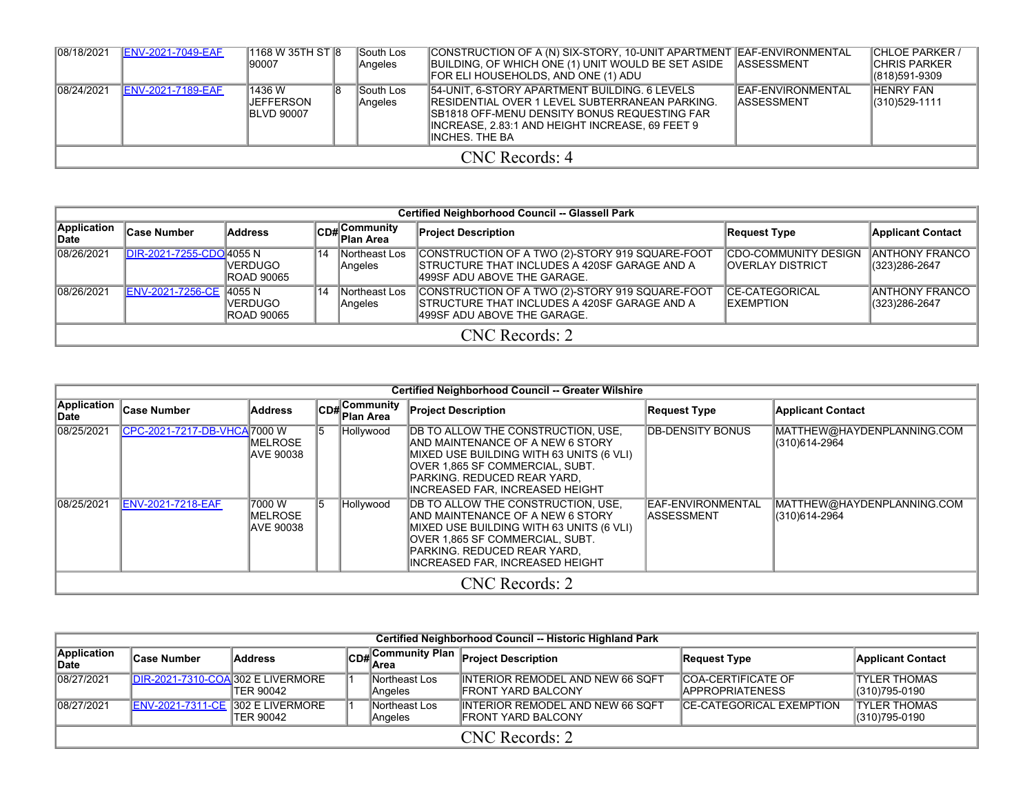| Application Date | Case Number | Address | CD# | Community Plan Area | Project Description | Request Type | Applicant Contact |
|---|---|---|---|---|---|---|---|
| 08/18/2021 | ENV-2021-7049-EAF | 1168 W 35TH ST 90007 | 8 | South Los Angeles | CONSTRUCTION OF A (N) SIX-STORY, 10-UNIT APARTMENT BUILDING, OF WHICH ONE (1) UNIT WOULD BE SET ASIDE FOR ELI HOUSEHOLDS, AND ONE (1) ADU | EAF-ENVIRONMENTAL ASSESSMENT | CHLOE PARKER / CHRIS PARKER (818)591-9309 |
| 08/24/2021 | ENV-2021-7189-EAF | 1436 W JEFFERSON BLVD 90007 | 8 | South Los Angeles | 54-UNIT, 6-STORY APARTMENT BUILDING. 6 LEVELS RESIDENTIAL OVER 1 LEVEL SUBTERRANEAN PARKING. SB1818 OFF-MENU DENSITY BONUS REQUESTING FAR INCREASE, 2.83:1 AND HEIGHT INCREASE, 69 FEET 9 INCHES. THE BA | EAF-ENVIRONMENTAL ASSESSMENT | HENRY FAN (310)529-1111 |

CNC Records: 4

| Certified Neighborhood Council -- Glassell Park | | | | | | | |
|---|---|---|---|---|---|---|---|
| **Application Date** | **Case Number** | **Address** | **CD#** | **Community Plan Area** | **Project Description** | **Request Type** | **Applicant Contact** |
| 08/26/2021 | DIR-2021-7255-CDO | 4055 N VERDUGO ROAD 90065 | 14 | Northeast Los Angeles | CONSTRUCTION OF A TWO (2)-STORY 919 SQUARE-FOOT STRUCTURE THAT INCLUDES A 420SF GARAGE AND A 499SF ADU ABOVE THE GARAGE. | CDO-COMMUNITY DESIGN OVERLAY DISTRICT | ANTHONY FRANCO (323)286-2647 |
| 08/26/2021 | ENV-2021-7256-CE | 4055 N VERDUGO ROAD 90065 | 14 | Northeast Los Angeles | CONSTRUCTION OF A TWO (2)-STORY 919 SQUARE-FOOT STRUCTURE THAT INCLUDES A 420SF GARAGE AND A 499SF ADU ABOVE THE GARAGE. | CE-CATEGORICAL EXEMPTION | ANTHONY FRANCO (323)286-2647 |

CNC Records: 2

| Certified Neighborhood Council -- Greater Wilshire | | | | | | | |
|---|---|---|---|---|---|---|---|
| **Application Date** | **Case Number** | **Address** | **CD#** | **Community Plan Area** | **Project Description** | **Request Type** | **Applicant Contact** |
| 08/25/2021 | CPC-2021-7217-DB-VHCA | 7000 W MELROSE AVE 90038 | 5 | Hollywood | DB TO ALLOW THE CONSTRUCTION, USE, AND MAINTENANCE OF A NEW 6 STORY MIXED USE BUILDING WITH 63 UNITS (6 VLI) OVER 1,865 SF COMMERCIAL, SUBT. PARKING. REDUCED REAR YARD, INCREASED FAR, INCREASED HEIGHT | DB-DENSITY BONUS | MATTHEW@HAYDENPLANNING.COM (310)614-2964 |
| 08/25/2021 | ENV-2021-7218-EAF | 7000 W MELROSE AVE 90038 | 5 | Hollywood | DB TO ALLOW THE CONSTRUCTION, USE, AND MAINTENANCE OF A NEW 6 STORY MIXED USE BUILDING WITH 63 UNITS (6 VLI) OVER 1,865 SF COMMERCIAL, SUBT. PARKING. REDUCED REAR YARD, INCREASED FAR, INCREASED HEIGHT | EAF-ENVIRONMENTAL ASSESSMENT | MATTHEW@HAYDENPLANNING.COM (310)614-2964 |

CNC Records: 2

| Certified Neighborhood Council -- Historic Highland Park | | | | | | | |
|---|---|---|---|---|---|---|---|
| **Application Date** | **Case Number** | **Address** | **CD#** | **Community Plan Area** | **Project Description** | **Request Type** | **Applicant Contact** |
| 08/27/2021 | DIR-2021-7310-COA | 302 E LIVERMORE TER 90042 | 1 | Northeast Los Angeles | INTERIOR REMODEL AND NEW 66 SQFT FRONT YARD BALCONY | COA-CERTIFICATE OF APPROPRIATENESS | TYLER THOMAS (310)795-0190 |
| 08/27/2021 | ENV-2021-7311-CE | 302 E LIVERMORE TER 90042 | 1 | Northeast Los Angeles | INTERIOR REMODEL AND NEW 66 SQFT FRONT YARD BALCONY | CE-CATEGORICAL EXEMPTION | TYLER THOMAS (310)795-0190 |

CNC Records: 2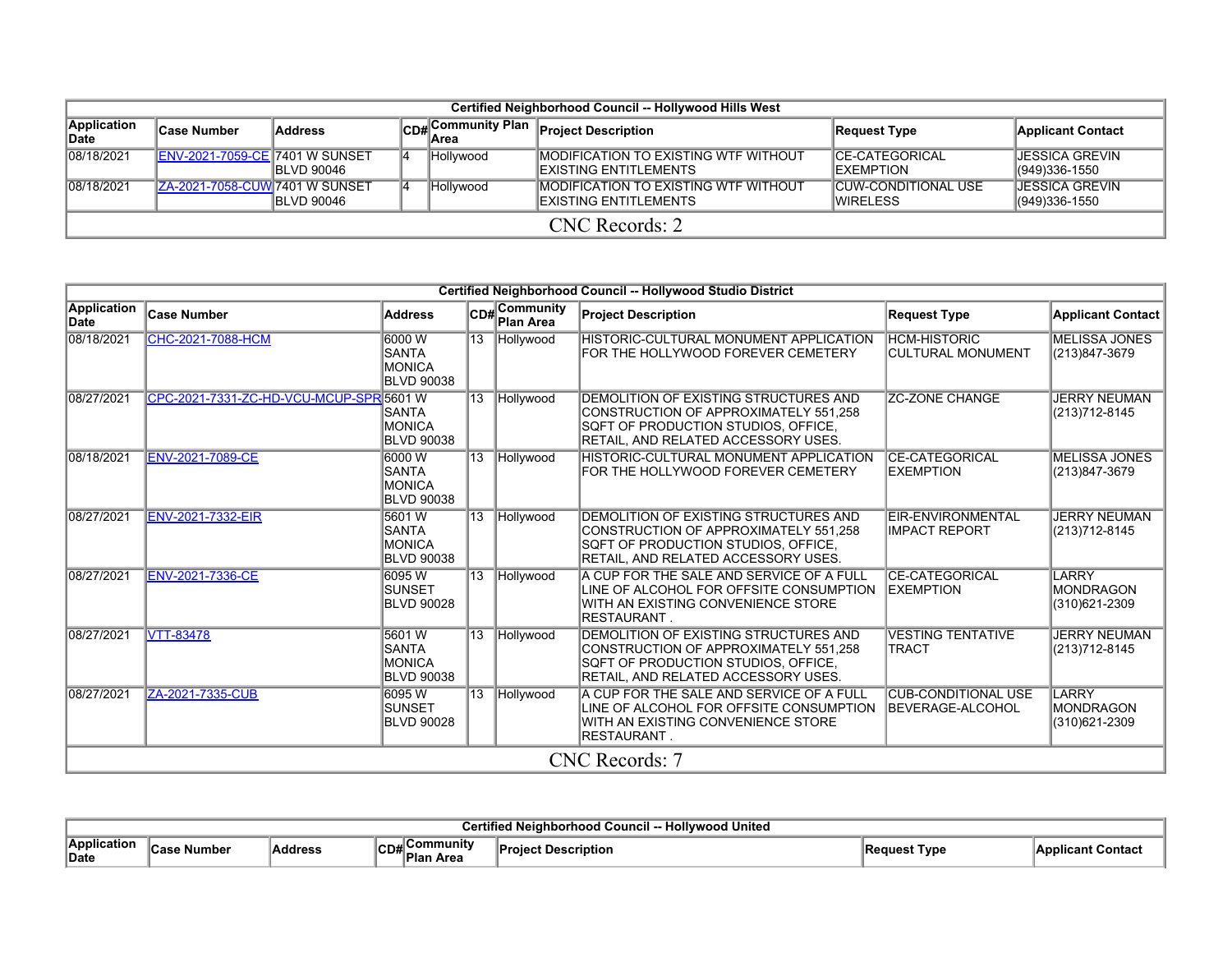| Certified Neighborhood Council -- Hollywood Hills West | | | | | | | |
|---|---|---|---|---|---|---|---|
| Application Date | Case Number | Address | CD# | Community Plan Area | Project Description | Request Type | Applicant Contact |
| 08/18/2021 | ENV-2021-7059-CE | 7401 W SUNSET BLVD 90046 | 4 | Hollywood | MODIFICATION TO EXISTING WTF WITHOUT EXISTING ENTITLEMENTS | CE-CATEGORICAL EXEMPTION | JESSICA GREVIN (949)336-1550 |
| 08/18/2021 | ZA-2021-7058-CUW | 7401 W SUNSET BLVD 90046 | 4 | Hollywood | MODIFICATION TO EXISTING WTF WITHOUT EXISTING ENTITLEMENTS | CUW-CONDITIONAL USE WIRELESS | JESSICA GREVIN (949)336-1550 |
| CNC Records: 2 | | | | | | | |

| Certified Neighborhood Council -- Hollywood Studio District | | | | | | | |
|---|---|---|---|---|---|---|---|
| Application Date | Case Number | Address | CD# | Community Plan Area | Project Description | Request Type | Applicant Contact |
| 08/18/2021 | CHC-2021-7088-HCM | 6000 W SANTA MONICA BLVD 90038 | 13 | Hollywood | HISTORIC-CULTURAL MONUMENT APPLICATION FOR THE HOLLYWOOD FOREVER CEMETERY | HCM-HISTORIC CULTURAL MONUMENT | MELISSA JONES (213)847-3679 |
| 08/27/2021 | CPC-2021-7331-ZC-HD-VCU-MCUP-SPR | 5601 W SANTA MONICA BLVD 90038 | 13 | Hollywood | DEMOLITION OF EXISTING STRUCTURES AND CONSTRUCTION OF APPROXIMATELY 551,258 SQFT OF PRODUCTION STUDIOS, OFFICE, RETAIL, AND RELATED ACCESSORY USES. | ZC-ZONE CHANGE | JERRY NEUMAN (213)712-8145 |
| 08/18/2021 | ENV-2021-7089-CE | 6000 W SANTA MONICA BLVD 90038 | 13 | Hollywood | HISTORIC-CULTURAL MONUMENT APPLICATION FOR THE HOLLYWOOD FOREVER CEMETERY | CE-CATEGORICAL EXEMPTION | MELISSA JONES (213)847-3679 |
| 08/27/2021 | ENV-2021-7332-EIR | 5601 W SANTA MONICA BLVD 90038 | 13 | Hollywood | DEMOLITION OF EXISTING STRUCTURES AND CONSTRUCTION OF APPROXIMATELY 551,258 SQFT OF PRODUCTION STUDIOS, OFFICE, RETAIL, AND RELATED ACCESSORY USES. | EIR-ENVIRONMENTAL IMPACT REPORT | JERRY NEUMAN (213)712-8145 |
| 08/27/2021 | ENV-2021-7336-CE | 6095 W SUNSET BLVD 90028 | 13 | Hollywood | A CUP FOR THE SALE AND SERVICE OF A FULL LINE OF ALCOHOL FOR OFFSITE CONSUMPTION WITH AN EXISTING CONVENIENCE STORE RESTAURANT . | CE-CATEGORICAL EXEMPTION | LARRY MONDRAGON (310)621-2309 |
| 08/27/2021 | VTT-83478 | 5601 W SANTA MONICA BLVD 90038 | 13 | Hollywood | DEMOLITION OF EXISTING STRUCTURES AND CONSTRUCTION OF APPROXIMATELY 551,258 SQFT OF PRODUCTION STUDIOS, OFFICE, RETAIL, AND RELATED ACCESSORY USES. | VESTING TENTATIVE TRACT | JERRY NEUMAN (213)712-8145 |
| 08/27/2021 | ZA-2021-7335-CUB | 6095 W SUNSET BLVD 90028 | 13 | Hollywood | A CUP FOR THE SALE AND SERVICE OF A FULL LINE OF ALCOHOL FOR OFFSITE CONSUMPTION WITH AN EXISTING CONVENIENCE STORE RESTAURANT . | CUB-CONDITIONAL USE BEVERAGE-ALCOHOL | LARRY MONDRAGON (310)621-2309 |
| CNC Records: 7 | | | | | | | |

| Certified Neighborhood Council -- Hollywood United | | | | | | | |
|---|---|---|---|---|---|---|---|
| Application Date | Case Number | Address | CD# | Community Plan Area | Project Description | Request Type | Applicant Contact |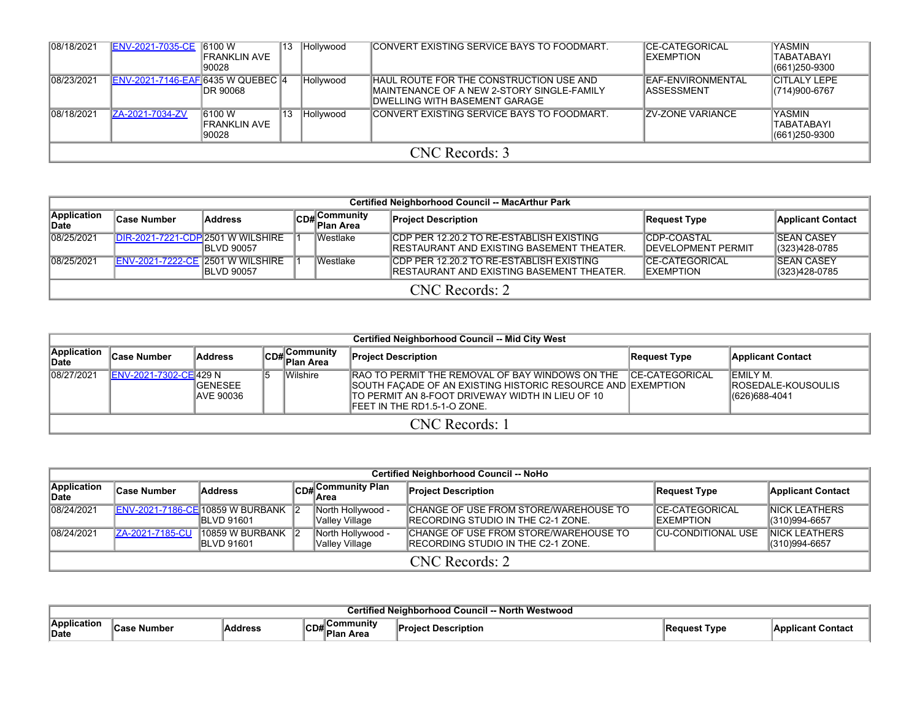| Application Date | Case Number | Address | CD# | Community Plan Area | Project Description | Request Type | Applicant Contact |
|---|---|---|---|---|---|---|---|
| 08/18/2021 | ENV-2021-7035-CE | 6100 W FRANKLIN AVE 90028 | 13 | Hollywood | CONVERT EXISTING SERVICE BAYS TO FOODMART. | CE-CATEGORICAL EXEMPTION | YASMIN TABATABAYI (661)250-9300 |
| 08/23/2021 | ENV-2021-7146-EAF | 6435 W QUEBEC DR 90068 | 4 | Hollywood | HAUL ROUTE FOR THE CONSTRUCTION USE AND MAINTENANCE OF A NEW 2-STORY SINGLE-FAMILY DWELLING WITH BASEMENT GARAGE | EAF-ENVIRONMENTAL ASSESSMENT | CITLALY LEPE (714)900-6767 |
| 08/18/2021 | ZA-2021-7034-ZV | 6100 W FRANKLIN AVE 90028 | 13 | Hollywood | CONVERT EXISTING SERVICE BAYS TO FOODMART. | ZV-ZONE VARIANCE | YASMIN TABATABAYI (661)250-9300 |
| CNC Records: 3 | | | | | | | |

| Certified Neighborhood Council -- MacArthur Park | | | | | | | |
|---|---|---|---|---|---|---|---|
| Application Date | Case Number | Address | CD# | Community Plan Area | Project Description | Request Type | Applicant Contact |
| 08/25/2021 | DIR-2021-7221-CDP | 2501 W WILSHIRE BLVD 90057 | 1 | Westlake | CDP PER 12.20.2 TO RE-ESTABLISH EXISTING RESTAURANT AND EXISTING BASEMENT THEATER. | CDP-COASTAL DEVELOPMENT PERMIT | SEAN CASEY (323)428-0785 |
| 08/25/2021 | ENV-2021-7222-CE | 2501 W WILSHIRE BLVD 90057 | 1 | Westlake | CDP PER 12.20.2 TO RE-ESTABLISH EXISTING RESTAURANT AND EXISTING BASEMENT THEATER. | CE-CATEGORICAL EXEMPTION | SEAN CASEY (323)428-0785 |
| CNC Records: 2 | | | | | | | |

| Certified Neighborhood Council -- Mid City West | | | | | | | |
|---|---|---|---|---|---|---|---|
| Application Date | Case Number | Address | CD# | Community Plan Area | Project Description | Request Type | Applicant Contact |
| 08/27/2021 | ENV-2021-7302-CE | 429 N GENESEE AVE 90036 | 5 | Wilshire | RAO TO PERMIT THE REMOVAL OF BAY WINDOWS ON THE SOUTH FAÇADE OF AN EXISTING HISTORIC RESOURCE AND TO PERMIT AN 8-FOOT DRIVEWAY WIDTH IN LIEU OF 10 FEET IN THE RD1.5-1-O ZONE. | CE-CATEGORICAL EXEMPTION | EMILY M. ROSEDALE-KOUSOULIS (626)688-4041 |
| CNC Records: 1 | | | | | | | |

| Certified Neighborhood Council -- NoHo | | | | | | | |
|---|---|---|---|---|---|---|---|
| Application Date | Case Number | Address | CD# | Community Plan Area | Project Description | Request Type | Applicant Contact |
| 08/24/2021 | ENV-2021-7186-CE | 10859 W BURBANK BLVD 91601 | 2 | North Hollywood - Valley Village | CHANGE OF USE FROM STORE/WAREHOUSE TO RECORDING STUDIO IN THE C2-1 ZONE. | CE-CATEGORICAL EXEMPTION | NICK LEATHERS (310)994-6657 |
| 08/24/2021 | ZA-2021-7185-CU | 10859 W BURBANK BLVD 91601 | 2 | North Hollywood - Valley Village | CHANGE OF USE FROM STORE/WAREHOUSE TO RECORDING STUDIO IN THE C2-1 ZONE. | CU-CONDITIONAL USE | NICK LEATHERS (310)994-6657 |
| CNC Records: 2 | | | | | | | |

| Certified Neighborhood Council -- North Westwood | | | | | | | |
|---|---|---|---|---|---|---|---|
| Application Date | Case Number | Address | CD# | Community Plan Area | Project Description | Request Type | Applicant Contact |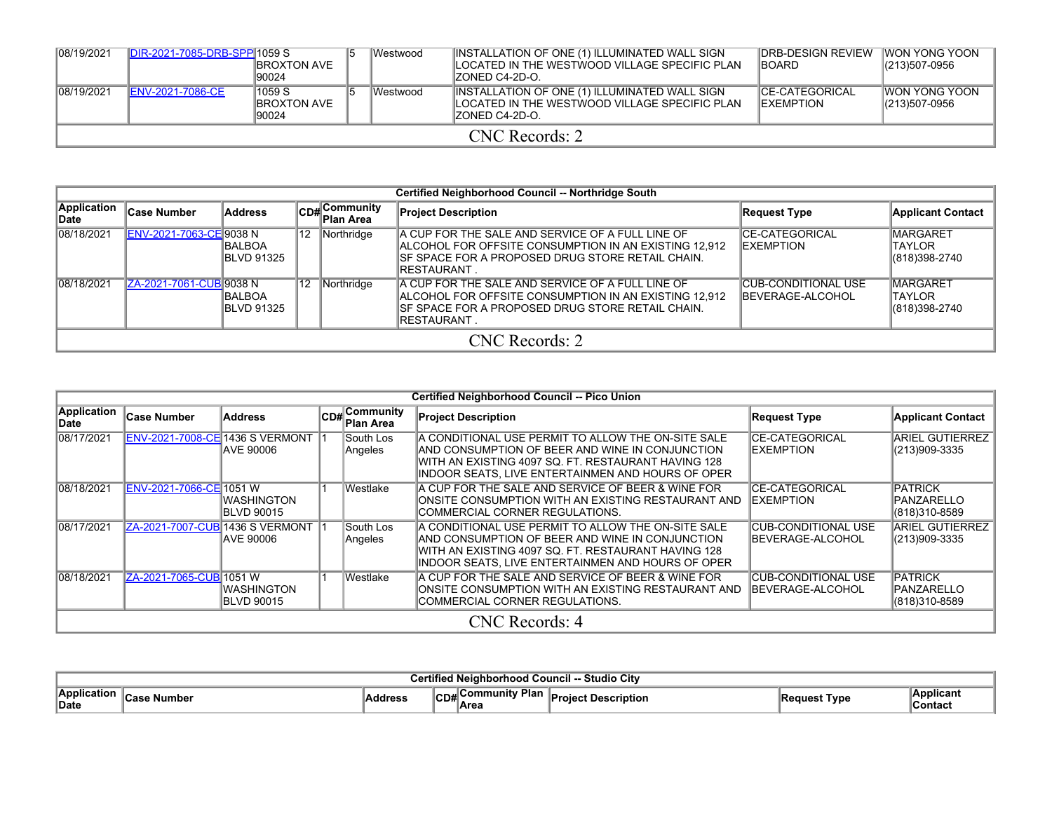| Application Date | Case Number | Address | CD# | Community Plan Area | Project Description | Request Type | Applicant Contact |
|---|---|---|---|---|---|---|---|
| 08/19/2021 | DIR-2021-7085-DRB-SPP | 1059 S BROXTON AVE 90024 | 5 | Westwood | INSTALLATION OF ONE (1) ILLUMINATED WALL SIGN LOCATED IN THE WESTWOOD VILLAGE SPECIFIC PLAN ZONED C4-2D-O. | DRB-DESIGN REVIEW BOARD | WON YONG YOON (213)507-0956 |
| 08/19/2021 | ENV-2021-7086-CE | 1059 S BROXTON AVE 90024 | 5 | Westwood | INSTALLATION OF ONE (1) ILLUMINATED WALL SIGN LOCATED IN THE WESTWOOD VILLAGE SPECIFIC PLAN ZONED C4-2D-O. | CE-CATEGORICAL EXEMPTION | WON YONG YOON (213)507-0956 |
| CNC Records: 2 | | | | | | | |

| Certified Neighborhood Council -- Northridge South | | | | | | | |
|---|---|---|---|---|---|---|---|
| Application Date | Case Number | Address | CD# | Community Plan Area | Project Description | Request Type | Applicant Contact |
| 08/18/2021 | ENV-2021-7063-CE | 9038 N BALBOA BLVD 91325 | 12 | Northridge | A CUP FOR THE SALE AND SERVICE OF A FULL LINE OF ALCOHOL FOR OFFSITE CONSUMPTION IN AN EXISTING 12,912 SF SPACE FOR A PROPOSED DRUG STORE RETAIL CHAIN. RESTAURANT . | CE-CATEGORICAL EXEMPTION | MARGARET TAYLOR (818)398-2740 |
| 08/18/2021 | ZA-2021-7061-CUB | 9038 N BALBOA BLVD 91325 | 12 | Northridge | A CUP FOR THE SALE AND SERVICE OF A FULL LINE OF ALCOHOL FOR OFFSITE CONSUMPTION IN AN EXISTING 12,912 SF SPACE FOR A PROPOSED DRUG STORE RETAIL CHAIN. RESTAURANT . | CUB-CONDITIONAL USE BEVERAGE-ALCOHOL | MARGARET TAYLOR (818)398-2740 |
| CNC Records: 2 | | | | | | | |

| Certified Neighborhood Council -- Pico Union | | | | | | | |
|---|---|---|---|---|---|---|---|
| Application Date | Case Number | Address | CD# | Community Plan Area | Project Description | Request Type | Applicant Contact |
| 08/17/2021 | ENV-2021-7008-CE | 1436 S VERMONT AVE 90006 | 1 | South Los Angeles | A CONDITIONAL USE PERMIT TO ALLOW THE ON-SITE SALE AND CONSUMPTION OF BEER AND WINE IN CONJUNCTION WITH AN EXISTING 4097 SQ. FT. RESTAURANT HAVING 128 INDOOR SEATS, LIVE ENTERTAINMEN AND HOURS OF OPER | CE-CATEGORICAL EXEMPTION | ARIEL GUTIERREZ (213)909-3335 |
| 08/18/2021 | ENV-2021-7066-CE | 1051 W WASHINGTON BLVD 90015 | 1 | Westlake | A CUP FOR THE SALE AND SERVICE OF BEER & WINE FOR ONSITE CONSUMPTION WITH AN EXISTING RESTAURANT AND COMMERCIAL CORNER REGULATIONS. | CE-CATEGORICAL EXEMPTION | PATRICK PANZARELLO (818)310-8589 |
| 08/17/2021 | ZA-2021-7007-CUB | 1436 S VERMONT AVE 90006 | 1 | South Los Angeles | A CONDITIONAL USE PERMIT TO ALLOW THE ON-SITE SALE AND CONSUMPTION OF BEER AND WINE IN CONJUNCTION WITH AN EXISTING 4097 SQ. FT. RESTAURANT HAVING 128 INDOOR SEATS, LIVE ENTERTAINMEN AND HOURS OF OPER | CUB-CONDITIONAL USE BEVERAGE-ALCOHOL | ARIEL GUTIERREZ (213)909-3335 |
| 08/18/2021 | ZA-2021-7065-CUB | 1051 W WASHINGTON BLVD 90015 | 1 | Westlake | A CUP FOR THE SALE AND SERVICE OF BEER & WINE FOR ONSITE CONSUMPTION WITH AN EXISTING RESTAURANT AND COMMERCIAL CORNER REGULATIONS. | CUB-CONDITIONAL USE BEVERAGE-ALCOHOL | PATRICK PANZARELLO (818)310-8589 |
| CNC Records: 4 | | | | | | | |

| Certified Neighborhood Council -- Studio City | | | | | | | |
|---|---|---|---|---|---|---|---|
| Application Date | Case Number | Address | CD# | Community Plan Area | Project Description | Request Type | Applicant Contact |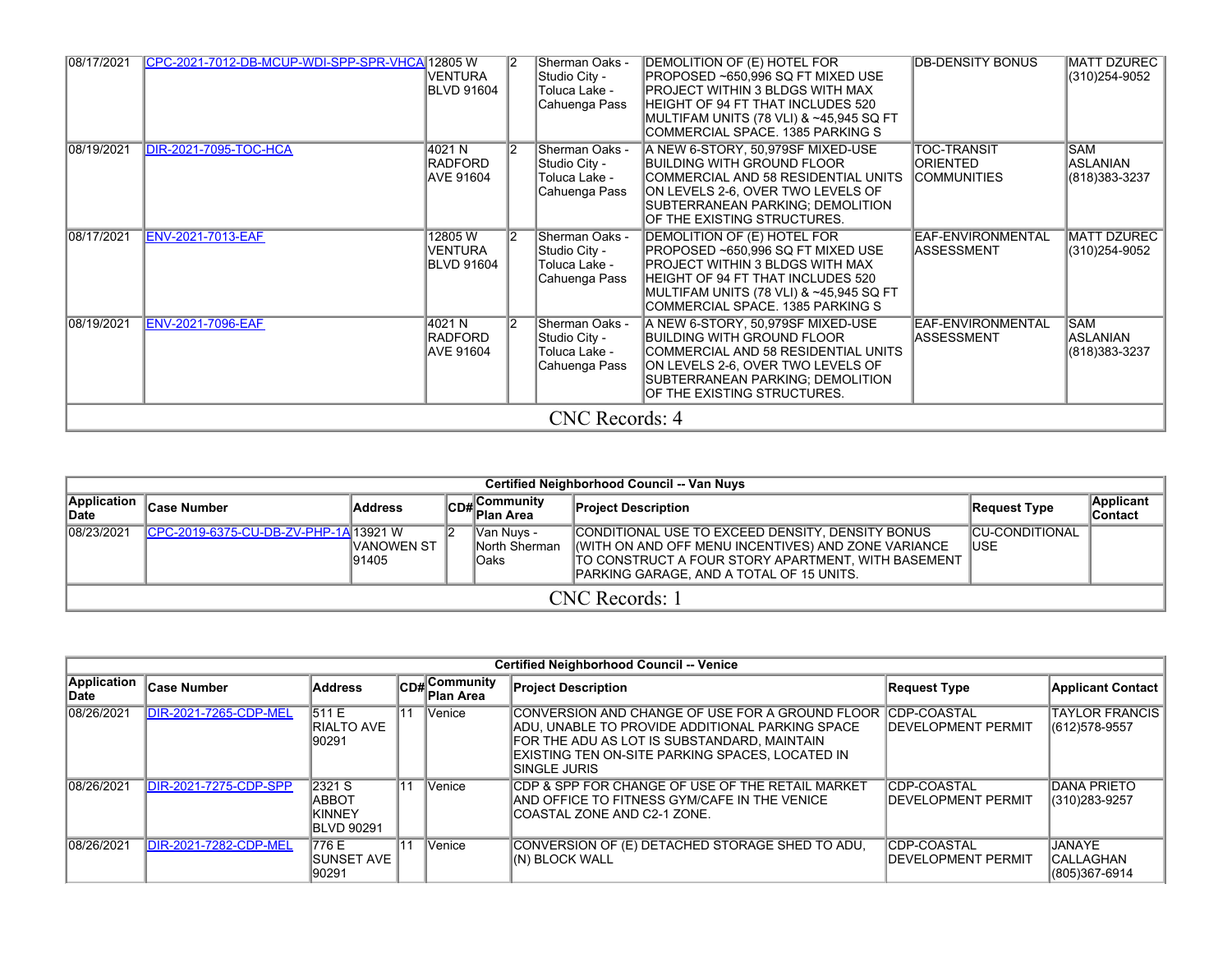| | | | | | | | |
|---|---|---|---|---|---|---|---|
| 08/17/2021 | CPC-2021-7012-DB-MCUP-WDI-SPP-SPR-VHCA | 12805 W VENTURA BLVD 91604 | 2 | Sherman Oaks - Studio City - Toluca Lake - Cahuenga Pass | DEMOLITION OF (E) HOTEL FOR PROPOSED ~650,996 SQ FT MIXED USE PROJECT WITHIN 3 BLDGS WITH MAX HEIGHT OF 94 FT THAT INCLUDES 520 MULTIFAM UNITS (78 VLI) & ~45,945 SQ FT COMMERCIAL SPACE. 1385 PARKING S | DB-DENSITY BONUS | MATT DZUREC (310)254-9052 |
| 08/19/2021 | DIR-2021-7095-TOC-HCA | 4021 N RADFORD AVE 91604 | 2 | Sherman Oaks - Studio City - Toluca Lake - Cahuenga Pass | A NEW 6-STORY, 50,979SF MIXED-USE BUILDING WITH GROUND FLOOR COMMERCIAL AND 58 RESIDENTIAL UNITS ON LEVELS 2-6, OVER TWO LEVELS OF SUBTERRANEAN PARKING; DEMOLITION OF THE EXISTING STRUCTURES. | TOC-TRANSIT ORIENTED COMMUNITIES | SAM ASLANIAN (818)383-3237 |
| 08/17/2021 | ENV-2021-7013-EAF | 12805 W VENTURA BLVD 91604 | 2 | Sherman Oaks - Studio City - Toluca Lake - Cahuenga Pass | DEMOLITION OF (E) HOTEL FOR PROPOSED ~650,996 SQ FT MIXED USE PROJECT WITHIN 3 BLDGS WITH MAX HEIGHT OF 94 FT THAT INCLUDES 520 MULTIFAM UNITS (78 VLI) & ~45,945 SQ FT COMMERCIAL SPACE. 1385 PARKING S | EAF-ENVIRONMENTAL ASSESSMENT | MATT DZUREC (310)254-9052 |
| 08/19/2021 | ENV-2021-7096-EAF | 4021 N RADFORD AVE 91604 | 2 | Sherman Oaks - Studio City - Toluca Lake - Cahuenga Pass | A NEW 6-STORY, 50,979SF MIXED-USE BUILDING WITH GROUND FLOOR COMMERCIAL AND 58 RESIDENTIAL UNITS ON LEVELS 2-6, OVER TWO LEVELS OF SUBTERRANEAN PARKING; DEMOLITION OF THE EXISTING STRUCTURES. | EAF-ENVIRONMENTAL ASSESSMENT | SAM ASLANIAN (818)383-3237 |

CNC Records: 4

**Certified Neighborhood Council -- Van Nuys**

| Application Date | Case Number | Address | CD# | Community Plan Area | Project Description | Request Type | Applicant Contact |
|---|---|---|---|---|---|---|---|
| 08/23/2021 | CPC-2019-6375-CU-DB-ZV-PHP-1A | 13921 W VANOWEN ST 91405 | 2 | Van Nuys - North Sherman Oaks | CONDITIONAL USE TO EXCEED DENSITY, DENSITY BONUS (WITH ON AND OFF MENU INCENTIVES) AND ZONE VARIANCE TO CONSTRUCT A FOUR STORY APARTMENT, WITH BASEMENT PARKING GARAGE, AND A TOTAL OF 15 UNITS. | CU-CONDITIONAL USE | |

CNC Records: 1

**Certified Neighborhood Council -- Venice**

| Application Date | Case Number | Address | CD# | Community Plan Area | Project Description | Request Type | Applicant Contact |
|---|---|---|---|---|---|---|---|
| 08/26/2021 | DIR-2021-7265-CDP-MEL | 511 E RIALTO AVE 90291 | 11 | Venice | CONVERSION AND CHANGE OF USE FOR A GROUND FLOOR ADU, UNABLE TO PROVIDE ADDITIONAL PARKING SPACE FOR THE ADU AS LOT IS SUBSTANDARD, MAINTAIN EXISTING TEN ON-SITE PARKING SPACES, LOCATED IN SINGLE JURIS | CDP-COASTAL DEVELOPMENT PERMIT | TAYLOR FRANCIS (612)578-9557 |
| 08/26/2021 | DIR-2021-7275-CDP-SPP | 2321 S ABBOT KINNEY BLVD 90291 | 11 | Venice | CDP & SPP FOR CHANGE OF USE OF THE RETAIL MARKET AND OFFICE TO FITNESS GYM/CAFE IN THE VENICE COASTAL ZONE AND C2-1 ZONE. | CDP-COASTAL DEVELOPMENT PERMIT | DANA PRIETO (310)283-9257 |
| 08/26/2021 | DIR-2021-7282-CDP-MEL | 776 E SUNSET AVE 90291 | 11 | Venice | CONVERSION OF (E) DETACHED STORAGE SHED TO ADU, (N) BLOCK WALL | CDP-COASTAL DEVELOPMENT PERMIT | JANAYE CALLAGHAN (805)367-6914 |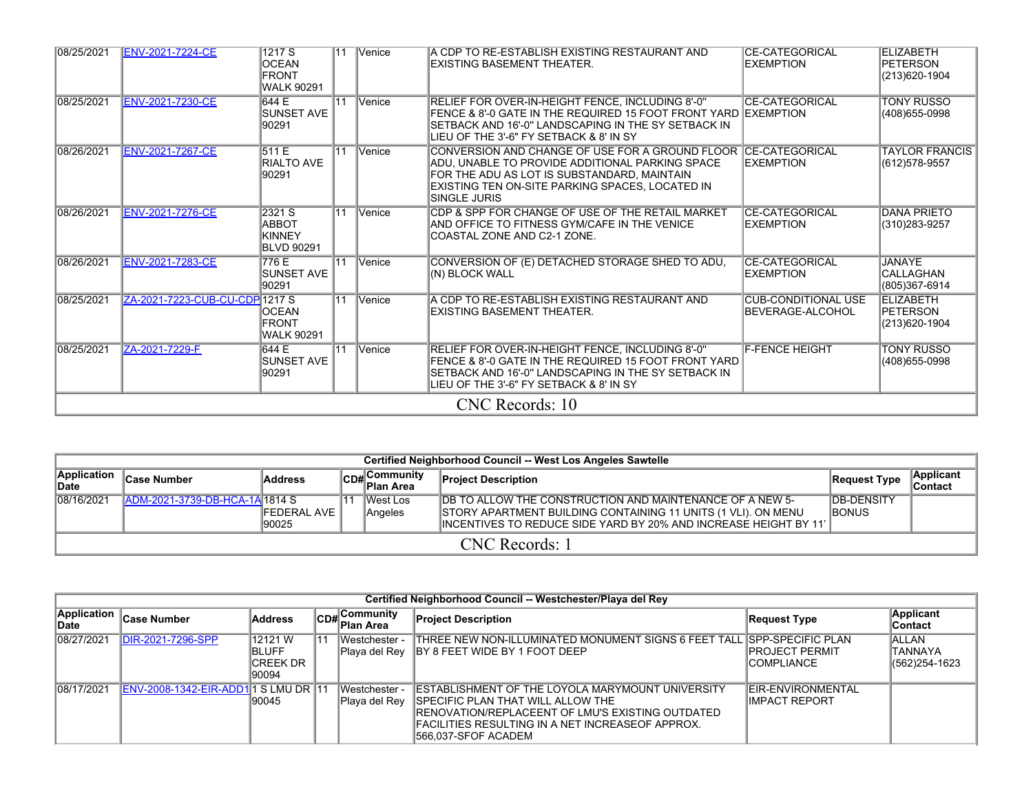| Application Date | Case Number | Address | CD# | Community Plan Area | Project Description | Request Type | Applicant Contact |
|---|---|---|---|---|---|---|---|
| 08/25/2021 | ENV-2021-7224-CE | 1217 S OCEAN FRONT WALK 90291 | 11 | Venice | A CDP TO RE-ESTABLISH EXISTING RESTAURANT AND EXISTING BASEMENT THEATER. | CE-CATEGORICAL EXEMPTION | ELIZABETH PETERSON (213)620-1904 |
| 08/25/2021 | ENV-2021-7230-CE | 644 E SUNSET AVE 90291 | 11 | Venice | RELIEF FOR OVER-IN-HEIGHT FENCE, INCLUDING 8'-0" FENCE & 8'-0 GATE IN THE REQUIRED 15 FOOT FRONT YARD SETBACK AND 16'-0" LANDSCAPING IN THE SY SETBACK IN LIEU OF THE 3'-6" FY SETBACK & 8' IN SY | CE-CATEGORICAL EXEMPTION | TONY RUSSO (408)655-0998 |
| 08/26/2021 | ENV-2021-7267-CE | 511 E RIALTO AVE 90291 | 11 | Venice | CONVERSION AND CHANGE OF USE FOR A GROUND FLOOR ADU, UNABLE TO PROVIDE ADDITIONAL PARKING SPACE FOR THE ADU AS LOT IS SUBSTANDARD, MAINTAIN EXISTING TEN ON-SITE PARKING SPACES, LOCATED IN SINGLE JURIS | CE-CATEGORICAL EXEMPTION | TAYLOR FRANCIS (612)578-9557 |
| 08/26/2021 | ENV-2021-7276-CE | 2321 S ABBOT KINNEY BLVD 90291 | 11 | Venice | CDP & SPP FOR CHANGE OF USE OF THE RETAIL MARKET AND OFFICE TO FITNESS GYM/CAFE IN THE VENICE COASTAL ZONE AND C2-1 ZONE. | CE-CATEGORICAL EXEMPTION | DANA PRIETO (310)283-9257 |
| 08/26/2021 | ENV-2021-7283-CE | 776 E SUNSET AVE 90291 | 11 | Venice | CONVERSION OF (E) DETACHED STORAGE SHED TO ADU, (N) BLOCK WALL | CE-CATEGORICAL EXEMPTION | JANAYE CALLAGHAN (805)367-6914 |
| 08/25/2021 | ZA-2021-7223-CUB-CU-CDP | 1217 S OCEAN FRONT WALK 90291 | 11 | Venice | A CDP TO RE-ESTABLISH EXISTING RESTAURANT AND EXISTING BASEMENT THEATER. | CUB-CONDITIONAL USE BEVERAGE-ALCOHOL | ELIZABETH PETERSON (213)620-1904 |
| 08/25/2021 | ZA-2021-7229-F | 644 E SUNSET AVE 90291 | 11 | Venice | RELIEF FOR OVER-IN-HEIGHT FENCE, INCLUDING 8'-0" FENCE & 8'-0 GATE IN THE REQUIRED 15 FOOT FRONT YARD SETBACK AND 16'-0" LANDSCAPING IN THE SY SETBACK IN LIEU OF THE 3'-6" FY SETBACK & 8' IN SY | F-FENCE HEIGHT | TONY RUSSO (408)655-0998 |

CNC Records: 10

**Certified Neighborhood Council -- West Los Angeles Sawtelle**

| Application Date | Case Number | Address | CD# | Community Plan Area | Project Description | Request Type | Applicant Contact |
|---|---|---|---|---|---|---|---|
| 08/16/2021 | ADM-2021-3739-DB-HCA-1A | 1814 S FEDERAL AVE 90025 | 11 | West Los Angeles | DB TO ALLOW THE CONSTRUCTION AND MAINTENANCE OF A NEW 5-STORY APARTMENT BUILDING CONTAINING 11 UNITS (1 VLI). ON MENU INCENTIVES TO REDUCE SIDE YARD BY 20% AND INCREASE HEIGHT BY 11' | DB-DENSITY BONUS | |

CNC Records: 1

**Certified Neighborhood Council -- Westchester/Playa del Rey**

| Application Date | Case Number | Address | CD# | Community Plan Area | Project Description | Request Type | Applicant Contact |
|---|---|---|---|---|---|---|---|
| 08/27/2021 | DIR-2021-7296-SPP | 12121 W BLUFF CREEK DR 90094 | 11 | Westchester - Playa del Rey | THREE NEW NON-ILLUMINATED MONUMENT SIGNS 6 FEET TALL BY 8 FEET WIDE BY 1 FOOT DEEP | SPP-SPECIFIC PLAN PROJECT PERMIT COMPLIANCE | ALLAN TANNAYA (562)254-1623 |
| 08/17/2021 | ENV-2008-1342-EIR-ADD1 | 1 S LMU DR 90045 | 11 | Westchester - Playa del Rey | ESTABLISHMENT OF THE LOYOLA MARYMOUNT UNIVERSITY SPECIFIC PLAN THAT WILL ALLOW THE RENOVATION/REPLACEMENT OF LMU'S EXISTING OUTDATED FACILITIES RESULTING IN A NET INCREASEOF APPROX. 566,037-SFOF ACADEM | EIR-ENVIRONMENTAL IMPACT REPORT | |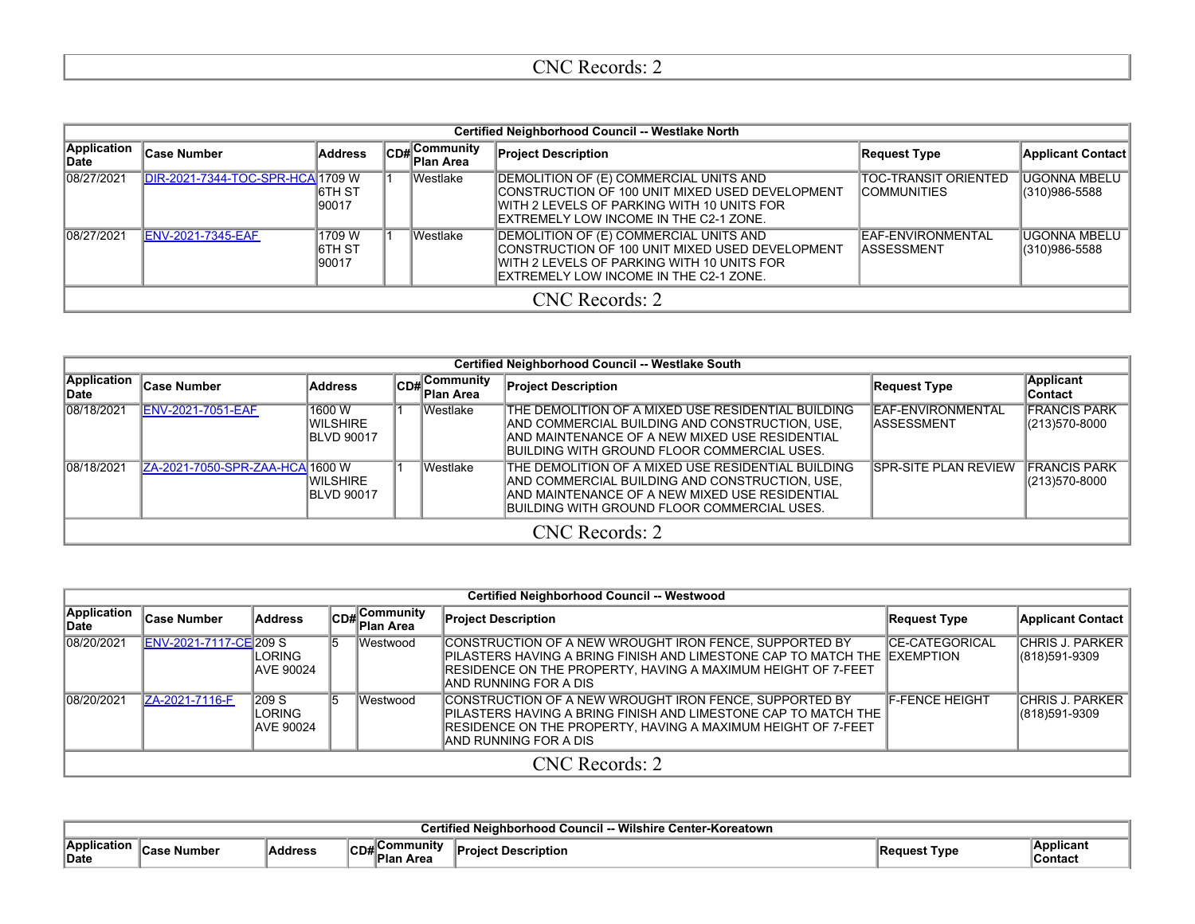CNC Records: 2

| Certified Neighborhood Council -- Westlake North | | | | | | | |
|---|---|---|---|---|---|---|---|
| Application Date | Case Number | Address | CD# | Community Plan Area | Project Description | Request Type | Applicant Contact |
| 08/27/2021 | DIR-2021-7344-TOC-SPR-HCA | 1709 W 6TH ST 90017 | 1 | Westlake | DEMOLITION OF (E) COMMERCIAL UNITS AND CONSTRUCTION OF 100 UNIT MIXED USED DEVELOPMENT WITH 2 LEVELS OF PARKING WITH 10 UNITS FOR EXTREMELY LOW INCOME IN THE C2-1 ZONE. | TOC-TRANSIT ORIENTED COMMUNITIES | UGONNA MBELU (310)986-5588 |
| 08/27/2021 | ENV-2021-7345-EAF | 1709 W 6TH ST 90017 | 1 | Westlake | DEMOLITION OF (E) COMMERCIAL UNITS AND CONSTRUCTION OF 100 UNIT MIXED USED DEVELOPMENT WITH 2 LEVELS OF PARKING WITH 10 UNITS FOR EXTREMELY LOW INCOME IN THE C2-1 ZONE. | EAF-ENVIRONMENTAL ASSESSMENT | UGONNA MBELU (310)986-5588 |
| CNC Records: 2 | | | | | | | |

| Certified Neighborhood Council -- Westlake South | | | | | | | |
|---|---|---|---|---|---|---|---|
| Application Date | Case Number | Address | CD# | Community Plan Area | Project Description | Request Type | Applicant Contact |
| 08/18/2021 | ENV-2021-7051-EAF | 1600 W WILSHIRE BLVD 90017 | 1 | Westlake | THE DEMOLITION OF A MIXED USE RESIDENTIAL BUILDING AND COMMERCIAL BUILDING AND CONSTRUCTION, USE, AND MAINTENANCE OF A NEW MIXED USE RESIDENTIAL BUILDING WITH GROUND FLOOR COMMERCIAL USES. | EAF-ENVIRONMENTAL ASSESSMENT | FRANCIS PARK (213)570-8000 |
| 08/18/2021 | ZA-2021-7050-SPR-ZAA-HCA | 1600 W WILSHIRE BLVD 90017 | 1 | Westlake | THE DEMOLITION OF A MIXED USE RESIDENTIAL BUILDING AND COMMERCIAL BUILDING AND CONSTRUCTION, USE, AND MAINTENANCE OF A NEW MIXED USE RESIDENTIAL BUILDING WITH GROUND FLOOR COMMERCIAL USES. | SPR-SITE PLAN REVIEW | FRANCIS PARK (213)570-8000 |
| CNC Records: 2 | | | | | | | |

| Certified Neighborhood Council -- Westwood | | | | | | | |
|---|---|---|---|---|---|---|---|
| Application Date | Case Number | Address | CD# | Community Plan Area | Project Description | Request Type | Applicant Contact |
| 08/20/2021 | ENV-2021-7117-CE | 209 S LORING AVE 90024 | 5 | Westwood | CONSTRUCTION OF A NEW WROUGHT IRON FENCE, SUPPORTED BY PILASTERS HAVING A BRING FINISH AND LIMESTONE CAP TO MATCH THE RESIDENCE ON THE PROPERTY, HAVING A MAXIMUM HEIGHT OF 7-FEET AND RUNNING FOR A DIS | CE-CATEGORICAL EXEMPTION | CHRIS J. PARKER (818)591-9309 |
| 08/20/2021 | ZA-2021-7116-F | 209 S LORING AVE 90024 | 5 | Westwood | CONSTRUCTION OF A NEW WROUGHT IRON FENCE, SUPPORTED BY PILASTERS HAVING A BRING FINISH AND LIMESTONE CAP TO MATCH THE RESIDENCE ON THE PROPERTY, HAVING A MAXIMUM HEIGHT OF 7-FEET AND RUNNING FOR A DIS | F-FENCE HEIGHT | CHRIS J. PARKER (818)591-9309 |
| CNC Records: 2 | | | | | | | |

| Certified Neighborhood Council -- Wilshire Center-Koreatown | | | | | | | |
|---|---|---|---|---|---|---|---|
| Application Date | Case Number | Address | CD# | Community Plan Area | Project Description | Request Type | Applicant Contact |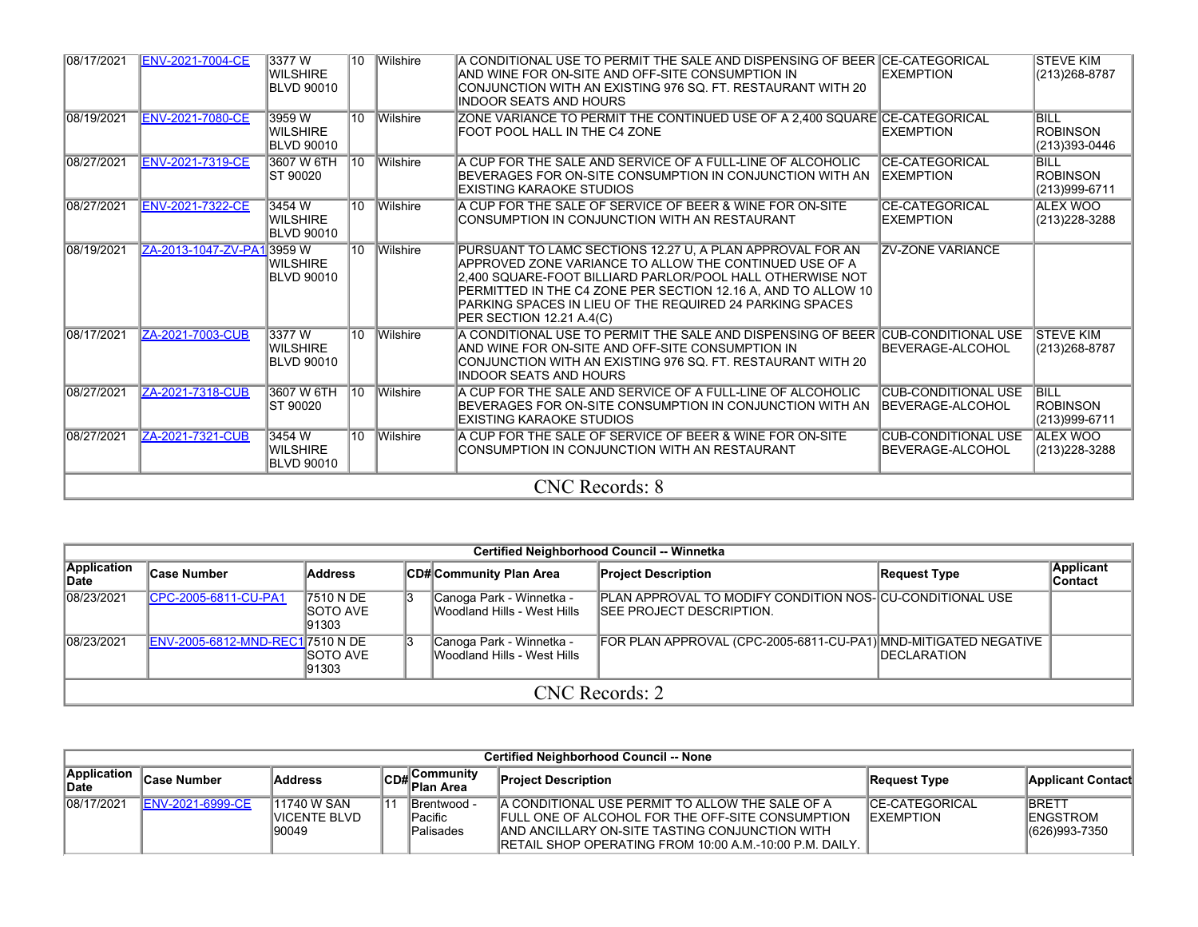| | | | | | | | |
|---|---|---|---|---|---|---|---|
| 08/17/2021 | ENV-2021-7004-CE | 3377 W WILSHIRE BLVD 90010 | 10 | Wilshire | A CONDITIONAL USE TO PERMIT THE SALE AND DISPENSING OF BEER AND WINE FOR ON-SITE AND OFF-SITE CONSUMPTION IN CONJUNCTION WITH AN EXISTING 976 SQ. FT. RESTAURANT WITH 20 INDOOR SEATS AND HOURS | CE-CATEGORICAL EXEMPTION | STEVE KIM (213)268-8787 |
| 08/19/2021 | ENV-2021-7080-CE | 3959 W WILSHIRE BLVD 90010 | 10 | Wilshire | ZONE VARIANCE TO PERMIT THE CONTINUED USE OF A 2,400 SQUARE FOOT POOL HALL IN THE C4 ZONE | CE-CATEGORICAL EXEMPTION | BILL ROBINSON (213)393-0446 |
| 08/27/2021 | ENV-2021-7319-CE | 3607 W 6TH ST 90020 | 10 | Wilshire | A CUP FOR THE SALE AND SERVICE OF A FULL-LINE OF ALCOHOLIC BEVERAGES FOR ON-SITE CONSUMPTION IN CONJUNCTION WITH AN EXISTING KARAOKE STUDIOS | CE-CATEGORICAL EXEMPTION | BILL ROBINSON (213)999-6711 |
| 08/27/2021 | ENV-2021-7322-CE | 3454 W WILSHIRE BLVD 90010 | 10 | Wilshire | A CUP FOR THE SALE OF SERVICE OF BEER & WINE FOR ON-SITE CONSUMPTION IN CONJUNCTION WITH AN RESTAURANT | CE-CATEGORICAL EXEMPTION | ALEX WOO (213)228-3288 |
| 08/19/2021 | ZA-2013-1047-ZV-PA1 | 3959 W WILSHIRE BLVD 90010 | 10 | Wilshire | PURSUANT TO LAMC SECTIONS 12.27 U, A PLAN APPROVAL FOR AN APPROVED ZONE VARIANCE TO ALLOW THE CONTINUED USE OF A 2,400 SQUARE-FOOT BILLIARD PARLOR/POOL HALL OTHERWISE NOT PERMITTED IN THE C4 ZONE PER SECTION 12.16 A, AND TO ALLOW 10 PARKING SPACES IN LIEU OF THE REQUIRED 24 PARKING SPACES PER SECTION 12.21 A.4(C) | ZV-ZONE VARIANCE | |
| 08/17/2021 | ZA-2021-7003-CUB | 3377 W WILSHIRE BLVD 90010 | 10 | Wilshire | A CONDITIONAL USE TO PERMIT THE SALE AND DISPENSING OF BEER AND WINE FOR ON-SITE AND OFF-SITE CONSUMPTION IN CONJUNCTION WITH AN EXISTING 976 SQ. FT. RESTAURANT WITH 20 INDOOR SEATS AND HOURS | CUB-CONDITIONAL USE BEVERAGE-ALCOHOL | STEVE KIM (213)268-8787 |
| 08/27/2021 | ZA-2021-7318-CUB | 3607 W 6TH ST 90020 | 10 | Wilshire | A CUP FOR THE SALE AND SERVICE OF A FULL-LINE OF ALCOHOLIC BEVERAGES FOR ON-SITE CONSUMPTION IN CONJUNCTION WITH AN EXISTING KARAOKE STUDIOS | CUB-CONDITIONAL USE BEVERAGE-ALCOHOL | BILL ROBINSON (213)999-6711 |
| 08/27/2021 | ZA-2021-7321-CUB | 3454 W WILSHIRE BLVD 90010 | 10 | Wilshire | A CUP FOR THE SALE OF SERVICE OF BEER & WINE FOR ON-SITE CONSUMPTION IN CONJUNCTION WITH AN RESTAURANT | CUB-CONDITIONAL USE BEVERAGE-ALCOHOL | ALEX WOO (213)228-3288 |

CNC Records: 8

**Certified Neighborhood Council -- Winnetka**

| Application Date | Case Number | Address | CD# | Community Plan Area | Project Description | Request Type | Applicant Contact |
|---|---|---|---|---|---|---|---|
| 08/23/2021 | CPC-2005-6811-CU-PA1 | 7510 N DE SOTO AVE 91303 | 3 | Canoga Park - Winnetka - Woodland Hills - West Hills | PLAN APPROVAL TO MODIFY CONDITION NOS- SEE PROJECT DESCRIPTION. | CU-CONDITIONAL USE | |
| 08/23/2021 | ENV-2005-6812-MND-REC1 | 7510 N DE SOTO AVE 91303 | 3 | Canoga Park - Winnetka - Woodland Hills - West Hills | FOR PLAN APPROVAL (CPC-2005-6811-CU-PA1) | MND-MITIGATED NEGATIVE DECLARATION | |

CNC Records: 2

**Certified Neighborhood Council -- None**

| Application Date | Case Number | Address | CD# | Community Plan Area | Project Description | Request Type | Applicant Contact |
|---|---|---|---|---|---|---|---|
| 08/17/2021 | ENV-2021-6999-CE | 11740 W SAN VICENTE BLVD 90049 | 11 | Brentwood - Pacific Palisades | A CONDITIONAL USE PERMIT TO ALLOW THE SALE OF A FULL ONE OF ALCOHOL FOR THE OFF-SITE CONSUMPTION AND ANCILLARY ON-SITE TASTING CONJUNCTION WITH RETAIL SHOP OPERATING FROM 10:00 A.M.-10:00 P.M. DAILY. | CE-CATEGORICAL EXEMPTION | BRETT ENGSTROM (626)993-7350 |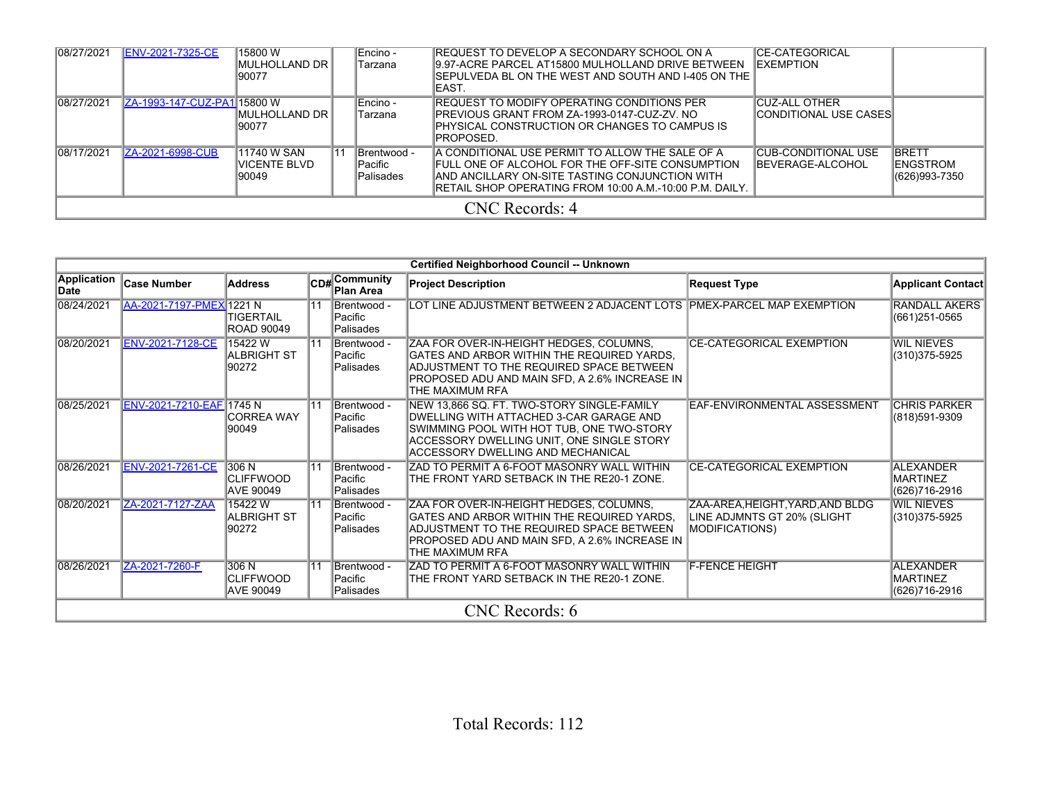| Application Date | Case Number | Address | CD# | Community Plan Area | Project Description | Request Type | Applicant Contact |
|---|---|---|---|---|---|---|---|
| 08/27/2021 | ENV-2021-7325-CE | 15800 W MULHOLLAND DR 90077 | | Encino - Tarzana | REQUEST TO DEVELOP A SECONDARY SCHOOL ON A 9.97-ACRE PARCEL AT15800 MULHOLLAND DRIVE BETWEEN SEPULVEDA BL ON THE WEST AND SOUTH AND I-405 ON THE EAST. | CE-CATEGORICAL EXEMPTION | |
| 08/27/2021 | ZA-1993-147-CUZ-PA1 | 15800 W MULHOLLAND DR 90077 | | Encino - Tarzana | REQUEST TO MODIFY OPERATING CONDITIONS PER PREVIOUS GRANT FROM ZA-1993-0147-CUZ-ZV. NO PHYSICAL CONSTRUCTION OR CHANGES TO CAMPUS IS PROPOSED. | CUZ-ALL OTHER CONDITIONAL USE CASES | |
| 08/17/2021 | ZA-2021-6998-CUB | 11740 W SAN VICENTE BLVD 90049 | 11 | Brentwood - Pacific Palisades | A CONDITIONAL USE PERMIT TO ALLOW THE SALE OF A FULL ONE OF ALCOHOL FOR THE OFF-SITE CONSUMPTION AND ANCILLARY ON-SITE TASTING CONJUNCTION WITH RETAIL SHOP OPERATING FROM 10:00 A.M.-10:00 P.M. DAILY. | CUB-CONDITIONAL USE BEVERAGE-ALCOHOL | BRETT ENGSTROM (626)993-7350 |

CNC Records: 4

**Certified Neighborhood Council -- Unknown**

| Application Date | Case Number | Address | CD# | Community Plan Area | Project Description | Request Type | Applicant Contact |
|---|---|---|---|---|---|---|---|
| 08/24/2021 | AA-2021-7197-PMEX | 1221 N TIGERTAIL ROAD 90049 | 11 | Brentwood - Pacific Palisades | LOT LINE ADJUSTMENT BETWEEN 2 ADJACENT LOTS | PMEX-PARCEL MAP EXEMPTION | RANDALL AKERS (661)251-0565 |
| 08/20/2021 | ENV-2021-7128-CE | 15422 W ALBRIGHT ST 90272 | 11 | Brentwood - Pacific Palisades | ZAA FOR OVER-IN-HEIGHT HEDGES, COLUMNS, GATES AND ARBOR WITHIN THE REQUIRED YARDS, ADJUSTMENT TO THE REQUIRED SPACE BETWEEN PROPOSED ADU AND MAIN SFD, A 2.6% INCREASE IN THE MAXIMUM RFA | CE-CATEGORICAL EXEMPTION | WIL NIEVES (310)375-5925 |
| 08/25/2021 | ENV-2021-7210-EAF | 1745 N CORREA WAY 90049 | 11 | Brentwood - Pacific Palisades | NEW 13,866 SQ. FT. TWO-STORY SINGLE-FAMILY DWELLING WITH ATTACHED 3-CAR GARAGE AND SWIMMING POOL WITH HOT TUB, ONE TWO-STORY ACCESSORY DWELLING UNIT, ONE SINGLE STORY ACCESSORY DWELLING AND MECHANICAL | EAF-ENVIRONMENTAL ASSESSMENT | CHRIS PARKER (818)591-9309 |
| 08/26/2021 | ENV-2021-7261-CE | 306 N CLIFFWOOD AVE 90049 | 11 | Brentwood - Pacific Palisades | ZAD TO PERMIT A 6-FOOT MASONRY WALL WITHIN THE FRONT YARD SETBACK IN THE RE20-1 ZONE. | CE-CATEGORICAL EXEMPTION | ALEXANDER MARTINEZ (626)716-2916 |
| 08/20/2021 | ZA-2021-7127-ZAA | 15422 W ALBRIGHT ST 90272 | 11 | Brentwood - Pacific Palisades | ZAA FOR OVER-IN-HEIGHT HEDGES, COLUMNS, GATES AND ARBOR WITHIN THE REQUIRED YARDS, ADJUSTMENT TO THE REQUIRED SPACE BETWEEN PROPOSED ADU AND MAIN SFD, A 2.6% INCREASE IN THE MAXIMUM RFA | ZAA-AREA,HEIGHT,YARD,AND BLDG LINE ADJMNTS GT 20% (SLIGHT MODIFICATIONS) | WIL NIEVES (310)375-5925 |
| 08/26/2021 | ZA-2021-7260-F | 306 N CLIFFWOOD AVE 90049 | 11 | Brentwood - Pacific Palisades | ZAD TO PERMIT A 6-FOOT MASONRY WALL WITHIN THE FRONT YARD SETBACK IN THE RE20-1 ZONE. | F-FENCE HEIGHT | ALEXANDER MARTINEZ (626)716-2916 |

CNC Records: 6

Total Records: 112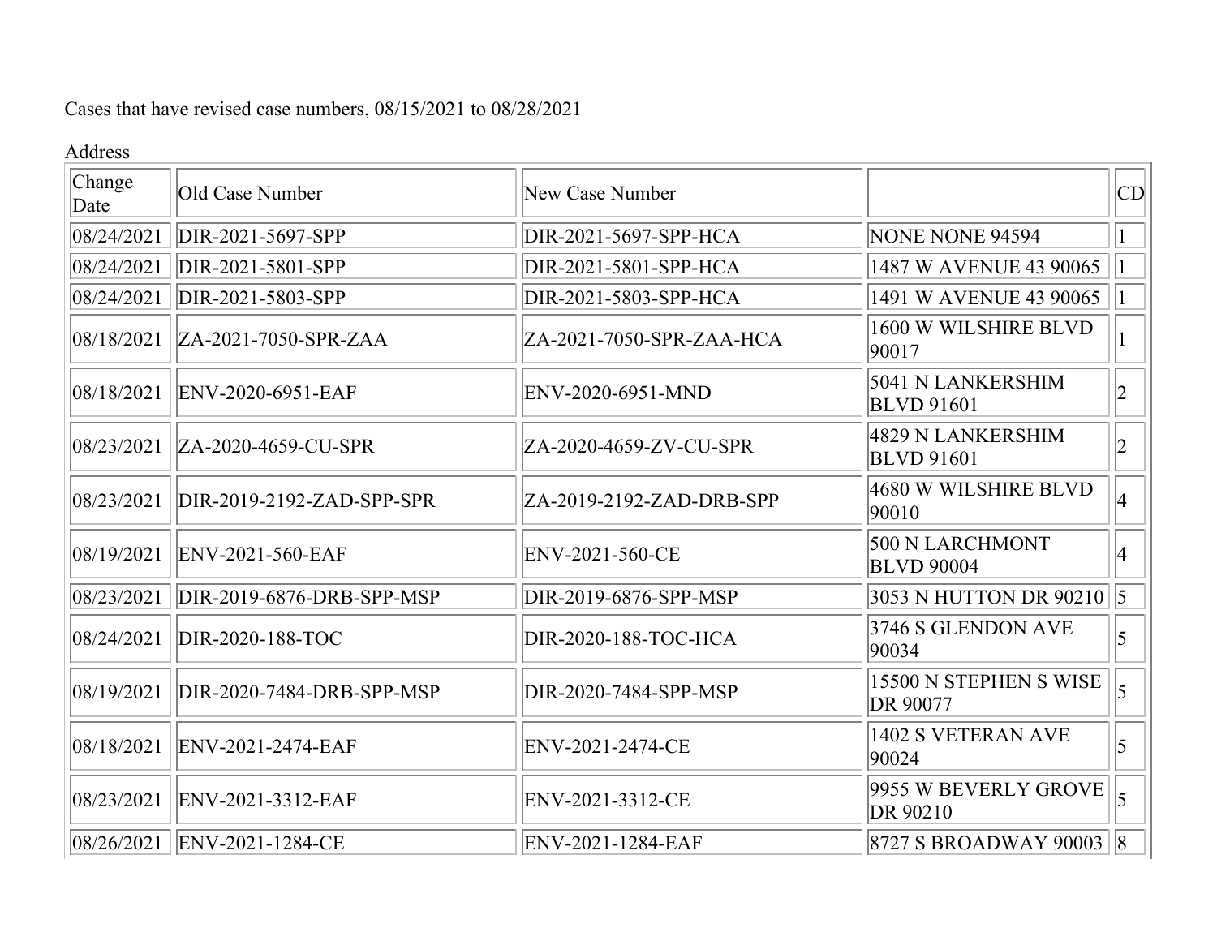Cases that have revised case numbers, 08/15/2021 to 08/28/2021

| Change Date | Old Case Number | New Case Number | Address | CD |
|---|---|---|---|---|
| 08/24/2021 | DIR-2021-5697-SPP | DIR-2021-5697-SPP-HCA | NONE NONE 94594 | 1 |
| 08/24/2021 | DIR-2021-5801-SPP | DIR-2021-5801-SPP-HCA | 1487 W AVENUE 43 90065 | 1 |
| 08/24/2021 | DIR-2021-5803-SPP | DIR-2021-5803-SPP-HCA | 1491 W AVENUE 43 90065 | 1 |
| 08/18/2021 | ZA-2021-7050-SPR-ZAA | ZA-2021-7050-SPR-ZAA-HCA | 1600 W WILSHIRE BLVD 90017 | 1 |
| 08/18/2021 | ENV-2020-6951-EAF | ENV-2020-6951-MND | 5041 N LANKERSHIM BLVD 91601 | 2 |
| 08/23/2021 | ZA-2020-4659-CU-SPR | ZA-2020-4659-ZV-CU-SPR | 4829 N LANKERSHIM BLVD 91601 | 2 |
| 08/23/2021 | DIR-2019-2192-ZAD-SPP-SPR | ZA-2019-2192-ZAD-DRB-SPP | 4680 W WILSHIRE BLVD 90010 | 4 |
| 08/19/2021 | ENV-2021-560-EAF | ENV-2021-560-CE | 500 N LARCHMONT BLVD 90004 | 4 |
| 08/23/2021 | DIR-2019-6876-DRB-SPP-MSP | DIR-2019-6876-SPP-MSP | 3053 N HUTTON DR 90210 | 5 |
| 08/24/2021 | DIR-2020-188-TOC | DIR-2020-188-TOC-HCA | 3746 S GLENDON AVE 90034 | 5 |
| 08/19/2021 | DIR-2020-7484-DRB-SPP-MSP | DIR-2020-7484-SPP-MSP | 15500 N STEPHEN S WISE DR 90077 | 5 |
| 08/18/2021 | ENV-2021-2474-EAF | ENV-2021-2474-CE | 1402 S VETERAN AVE 90024 | 5 |
| 08/23/2021 | ENV-2021-3312-EAF | ENV-2021-3312-CE | 9955 W BEVERLY GROVE DR 90210 | 5 |
| 08/26/2021 | ENV-2021-1284-CE | ENV-2021-1284-EAF | 8727 S BROADWAY 90003 | 8 |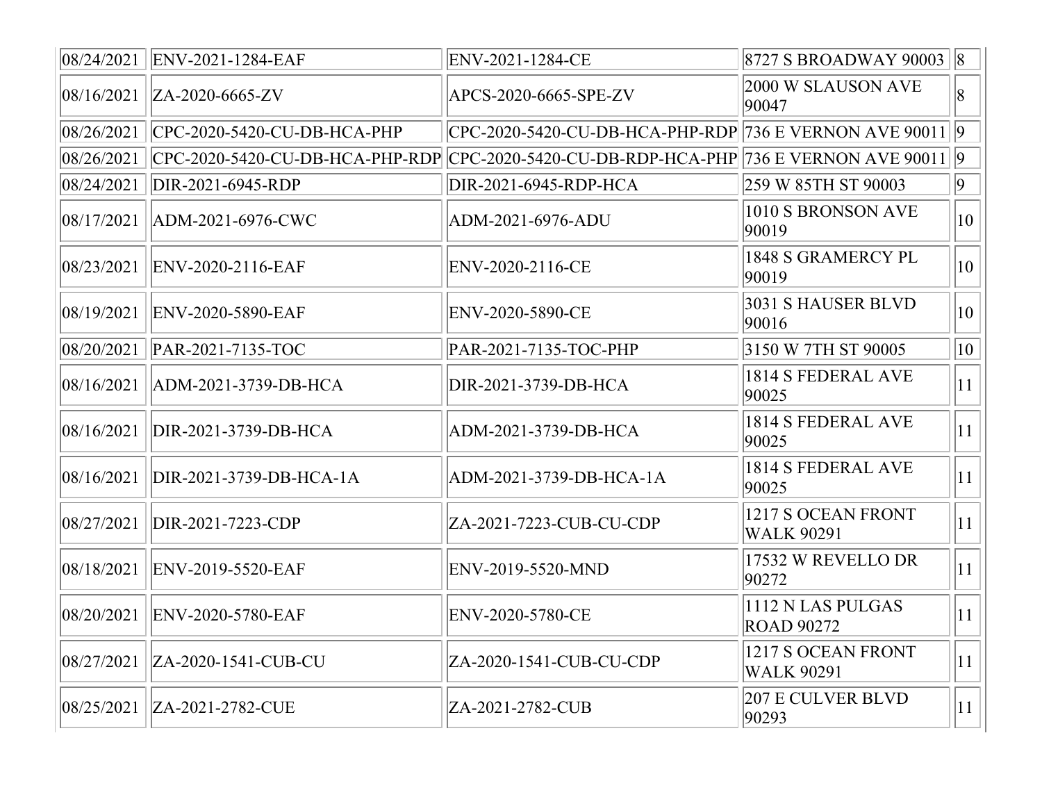| | | | | |
|---|---|---|---|---|
| 08/24/2021 | ENV-2021-1284-EAF | ENV-2021-1284-CE | 8727 S BROADWAY 90003 | 8 |
| 08/16/2021 | ZA-2020-6665-ZV | APCS-2020-6665-SPE-ZV | 2000 W SLAUSON AVE 90047 | 8 |
| 08/26/2021 | CPC-2020-5420-CU-DB-HCA-PHP | CPC-2020-5420-CU-DB-HCA-PHP-RDP | 736 E VERNON AVE 90011 | 9 |
| 08/26/2021 | CPC-2020-5420-CU-DB-HCA-PHP-RDP | CPC-2020-5420-CU-DB-RDP-HCA-PHP | 736 E VERNON AVE 90011 | 9 |
| 08/24/2021 | DIR-2021-6945-RDP | DIR-2021-6945-RDP-HCA | 259 W 85TH ST 90003 | 9 |
| 08/17/2021 | ADM-2021-6976-CWC | ADM-2021-6976-ADU | 1010 S BRONSON AVE 90019 | 10 |
| 08/23/2021 | ENV-2020-2116-EAF | ENV-2020-2116-CE | 1848 S GRAMERCY PL 90019 | 10 |
| 08/19/2021 | ENV-2020-5890-EAF | ENV-2020-5890-CE | 3031 S HAUSER BLVD 90016 | 10 |
| 08/20/2021 | PAR-2021-7135-TOC | PAR-2021-7135-TOC-PHP | 3150 W 7TH ST 90005 | 10 |
| 08/16/2021 | ADM-2021-3739-DB-HCA | DIR-2021-3739-DB-HCA | 1814 S FEDERAL AVE 90025 | 11 |
| 08/16/2021 | DIR-2021-3739-DB-HCA | ADM-2021-3739-DB-HCA | 1814 S FEDERAL AVE 90025 | 11 |
| 08/16/2021 | DIR-2021-3739-DB-HCA-1A | ADM-2021-3739-DB-HCA-1A | 1814 S FEDERAL AVE 90025 | 11 |
| 08/27/2021 | DIR-2021-7223-CDP | ZA-2021-7223-CUB-CU-CDP | 1217 S OCEAN FRONT WALK 90291 | 11 |
| 08/18/2021 | ENV-2019-5520-EAF | ENV-2019-5520-MND | 17532 W REVELLO DR 90272 | 11 |
| 08/20/2021 | ENV-2020-5780-EAF | ENV-2020-5780-CE | 1112 N LAS PULGAS ROAD 90272 | 11 |
| 08/27/2021 | ZA-2020-1541-CUB-CU | ZA-2020-1541-CUB-CU-CDP | 1217 S OCEAN FRONT WALK 90291 | 11 |
| 08/25/2021 | ZA-2021-2782-CUE | ZA-2021-2782-CUB | 207 E CULVER BLVD 90293 | 11 |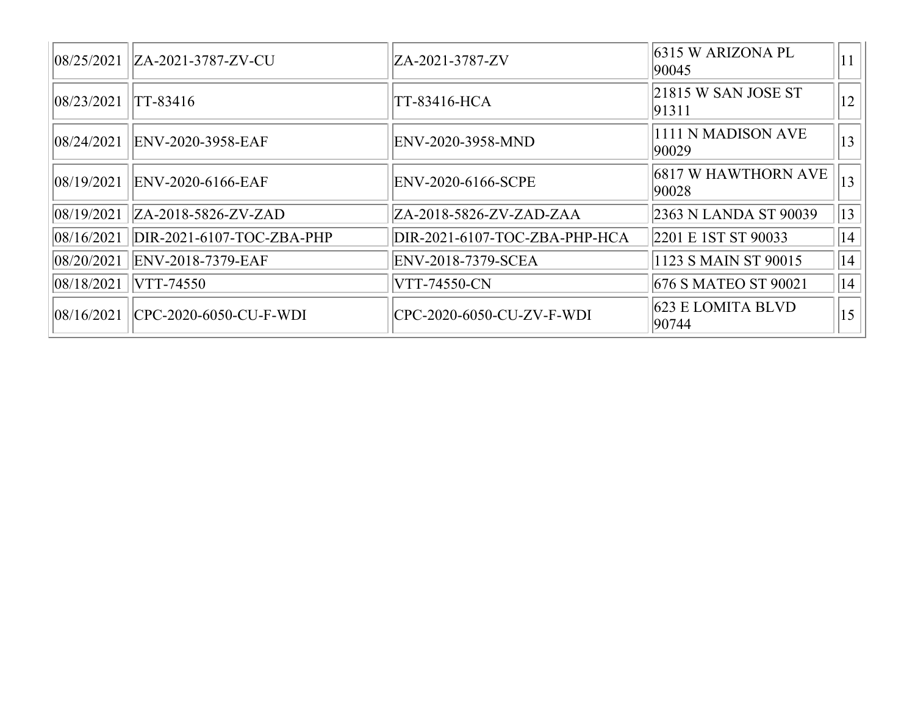| | | | | |
|---|---|---|---|---|
| 08/25/2021 | ZA-2021-3787-ZV-CU | ZA-2021-3787-ZV | 6315 W ARIZONA PL 90045 | 11 |
| 08/23/2021 | TT-83416 | TT-83416-HCA | 21815 W SAN JOSE ST 91311 | 12 |
| 08/24/2021 | ENV-2020-3958-EAF | ENV-2020-3958-MND | 1111 N MADISON AVE 90029 | 13 |
| 08/19/2021 | ENV-2020-6166-EAF | ENV-2020-6166-SCPE | 6817 W HAWTHORN AVE 90028 | 13 |
| 08/19/2021 | ZA-2018-5826-ZV-ZAD | ZA-2018-5826-ZV-ZAD-ZAA | 2363 N LANDA ST 90039 | 13 |
| 08/16/2021 | DIR-2021-6107-TOC-ZBA-PHP | DIR-2021-6107-TOC-ZBA-PHP-HCA | 2201 E 1ST ST 90033 | 14 |
| 08/20/2021 | ENV-2018-7379-EAF | ENV-2018-7379-SCEA | 1123 S MAIN ST 90015 | 14 |
| 08/18/2021 | VTT-74550 | VTT-74550-CN | 676 S MATEO ST 90021 | 14 |
| 08/16/2021 | CPC-2020-6050-CU-F-WDI | CPC-2020-6050-CU-ZV-F-WDI | 623 E LOMITA BLVD 90744 | 15 |